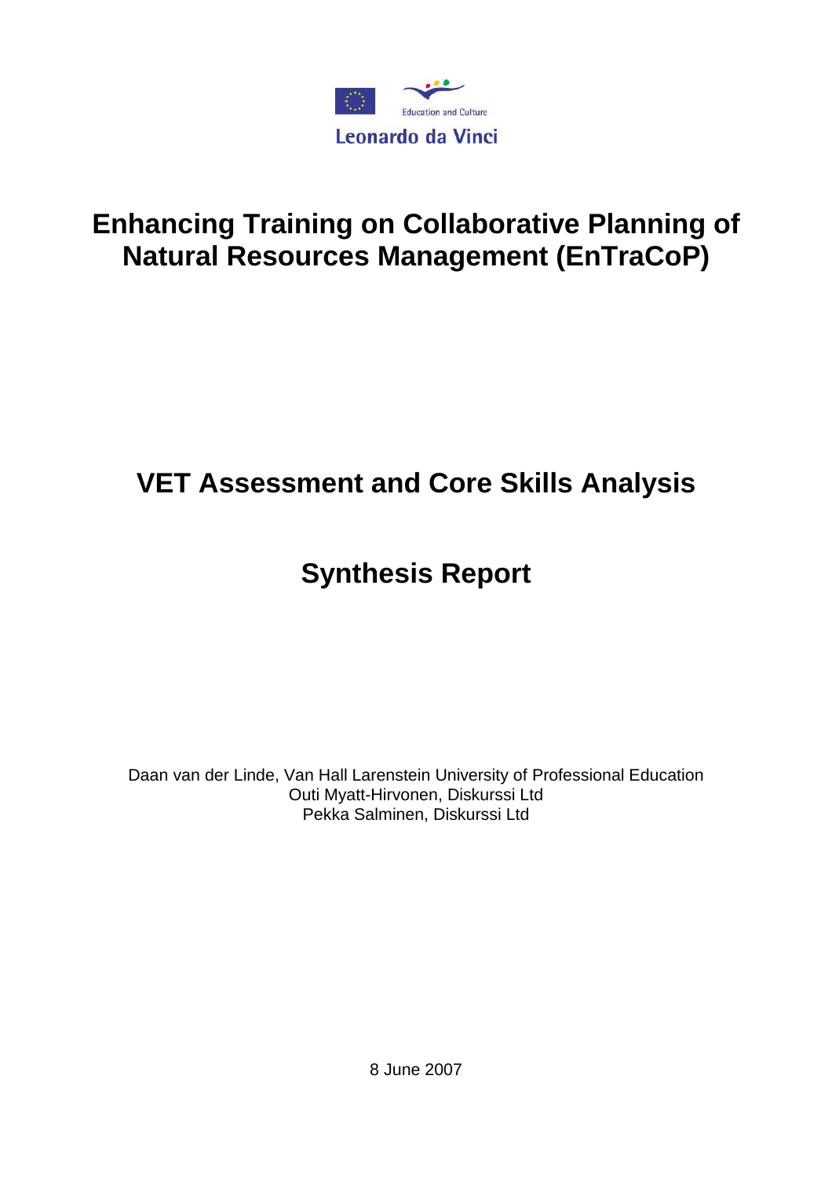Education and Culture

Leonardo da Vinci

# Enhancing Training on Collaborative Planning of Natural Resources Management (EnTraCoP)

## VET Assessment and Core Skills Analysis

## Synthesis Report

Daan van der Linde, Van Hall Larenstein University of Professional Education
Outi Myatt-Hirvonen, Diskurssi Ltd
Pekka Salminen, Diskurssi Ltd

8 June 2007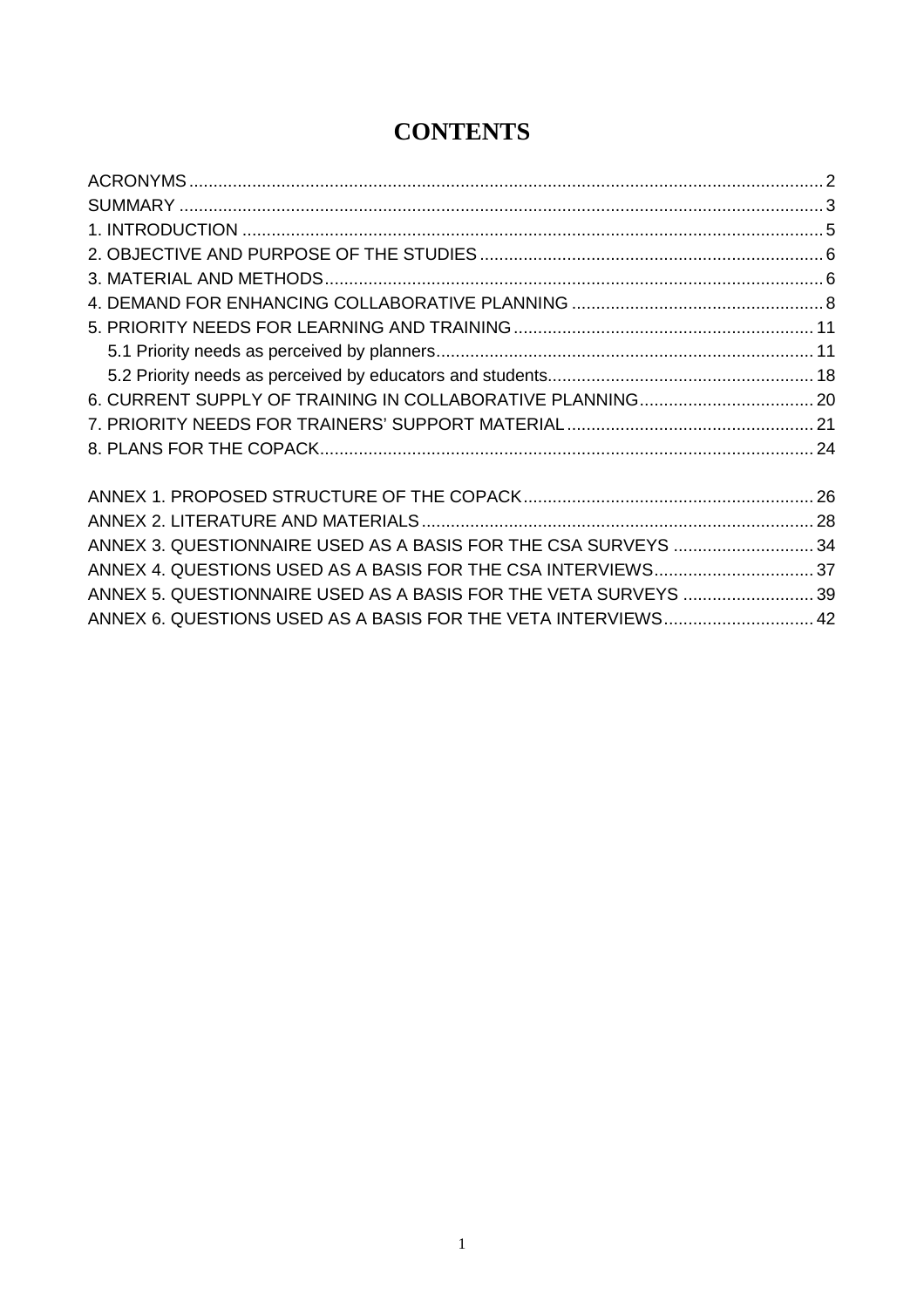# CONTENTS

ACRONYMS ..... 2
SUMMARY ..... 3
1. INTRODUCTION ..... 5
2. OBJECTIVE AND PURPOSE OF THE STUDIES ..... 6
3. MATERIAL AND METHODS ..... 6
4. DEMAND FOR ENHANCING COLLABORATIVE PLANNING ..... 8
5. PRIORITY NEEDS FOR LEARNING AND TRAINING ..... 11
   5.1 Priority needs as perceived by planners ..... 11
   5.2 Priority needs as perceived by educators and students ..... 18
6. CURRENT SUPPLY OF TRAINING IN COLLABORATIVE PLANNING ..... 20
7. PRIORITY NEEDS FOR TRAINERS' SUPPORT MATERIAL ..... 21
8. PLANS FOR THE COPACK ..... 24

ANNEX 1. PROPOSED STRUCTURE OF THE COPACK ..... 26
ANNEX 2. LITERATURE AND MATERIALS ..... 28
ANNEX 3. QUESTIONNAIRE USED AS A BASIS FOR THE CSA SURVEYS ..... 34
ANNEX 4. QUESTIONS USED AS A BASIS FOR THE CSA INTERVIEWS ..... 37
ANNEX 5. QUESTIONNAIRE USED AS A BASIS FOR THE VETA SURVEYS ..... 39
ANNEX 6. QUESTIONS USED AS A BASIS FOR THE VETA INTERVIEWS ..... 42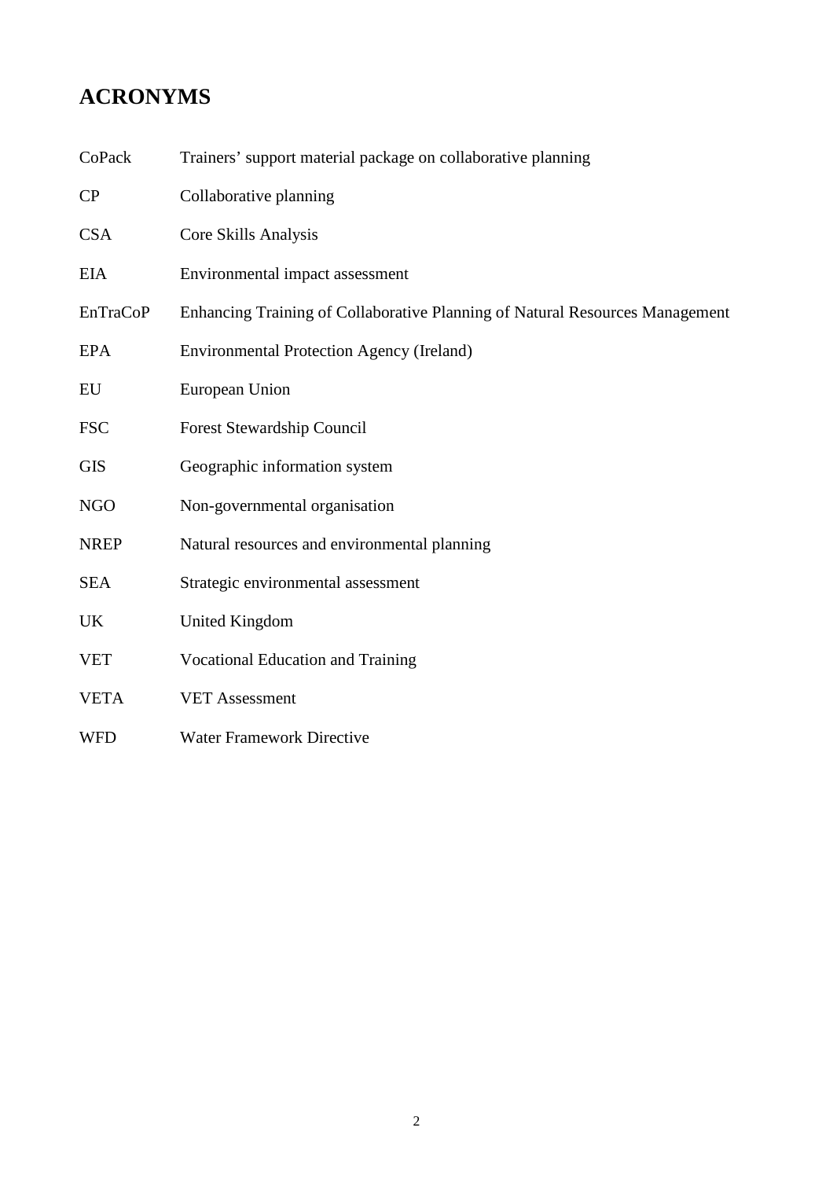## ACRONYMS

| | |
|---|---|
| CoPack | Trainers' support material package on collaborative planning |
| CP | Collaborative planning |
| CSA | Core Skills Analysis |
| EIA | Environmental impact assessment |
| EnTraCoP | Enhancing Training of Collaborative Planning of Natural Resources Management |
| EPA | Environmental Protection Agency (Ireland) |
| EU | European Union |
| FSC | Forest Stewardship Council |
| GIS | Geographic information system |
| NGO | Non-governmental organisation |
| NREP | Natural resources and environmental planning |
| SEA | Strategic environmental assessment |
| UK | United Kingdom |
| VET | Vocational Education and Training |
| VETA | VET Assessment |
| WFD | Water Framework Directive |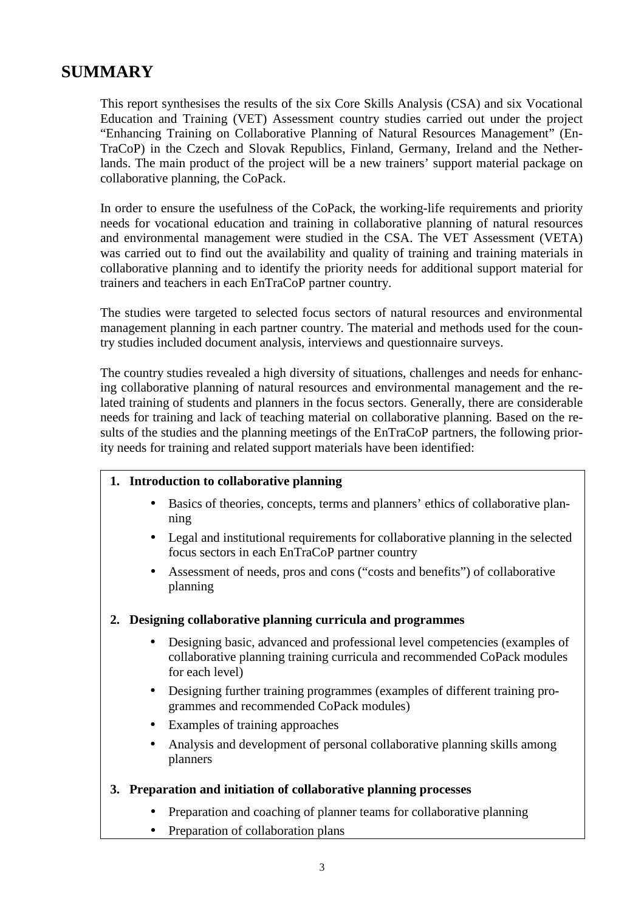# SUMMARY

This report synthesises the results of the six Core Skills Analysis (CSA) and six Vocational Education and Training (VET) Assessment country studies carried out under the project "Enhancing Training on Collaborative Planning of Natural Resources Management" (EnTraCoP) in the Czech and Slovak Republics, Finland, Germany, Ireland and the Netherlands. The main product of the project will be a new trainers' support material package on collaborative planning, the CoPack.

In order to ensure the usefulness of the CoPack, the working-life requirements and priority needs for vocational education and training in collaborative planning of natural resources and environmental management were studied in the CSA. The VET Assessment (VETA) was carried out to find out the availability and quality of training and training materials in collaborative planning and to identify the priority needs for additional support material for trainers and teachers in each EnTraCoP partner country.

The studies were targeted to selected focus sectors of natural resources and environmental management planning in each partner country. The material and methods used for the country studies included document analysis, interviews and questionnaire surveys.

The country studies revealed a high diversity of situations, challenges and needs for enhancing collaborative planning of natural resources and environmental management and the related training of students and planners in the focus sectors. Generally, there are considerable needs for training and lack of teaching material on collaborative planning. Based on the results of the studies and the planning meetings of the EnTraCoP partners, the following priority needs for training and related support materials have been identified:

1. **Introduction to collaborative planning**
   - Basics of theories, concepts, terms and planners' ethics of collaborative planning
   - Legal and institutional requirements for collaborative planning in the selected focus sectors in each EnTraCoP partner country
   - Assessment of needs, pros and cons ("costs and benefits") of collaborative planning

2. **Designing collaborative planning curricula and programmes**
   - Designing basic, advanced and professional level competencies (examples of collaborative planning training curricula and recommended CoPack modules for each level)
   - Designing further training programmes (examples of different training programmes and recommended CoPack modules)
   - Examples of training approaches
   - Analysis and development of personal collaborative planning skills among planners

3. **Preparation and initiation of collaborative planning processes**
   - Preparation and coaching of planner teams for collaborative planning
   - Preparation of collaboration plans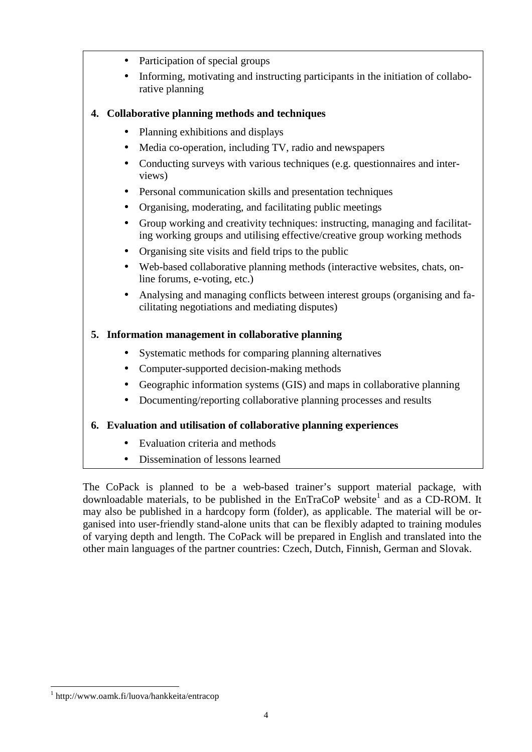- Participation of special groups
- Informing, motivating and instructing participants in the initiation of collaborative planning

**4. Collaborative planning methods and techniques**

- Planning exhibitions and displays
- Media co-operation, including TV, radio and newspapers
- Conducting surveys with various techniques (e.g. questionnaires and interviews)
- Personal communication skills and presentation techniques
- Organising, moderating, and facilitating public meetings
- Group working and creativity techniques: instructing, managing and facilitating working groups and utilising effective/creative group working methods
- Organising site visits and field trips to the public
- Web-based collaborative planning methods (interactive websites, chats, online forums, e-voting, etc.)
- Analysing and managing conflicts between interest groups (organising and facilitating negotiations and mediating disputes)

**5. Information management in collaborative planning**

- Systematic methods for comparing planning alternatives
- Computer-supported decision-making methods
- Geographic information systems (GIS) and maps in collaborative planning
- Documenting/reporting collaborative planning processes and results

**6. Evaluation and utilisation of collaborative planning experiences**

- Evaluation criteria and methods
- Dissemination of lessons learned

The CoPack is planned to be a web-based trainer's support material package, with downloadable materials, to be published in the EnTraCoP website[1] and as a CD-ROM. It may also be published in a hardcopy form (folder), as applicable. The material will be organised into user-friendly stand-alone units that can be flexibly adapted to training modules of varying depth and length. The CoPack will be prepared in English and translated into the other main languages of the partner countries: Czech, Dutch, Finnish, German and Slovak.

[1] http://www.oamk.fi/luova/hankkeita/entracop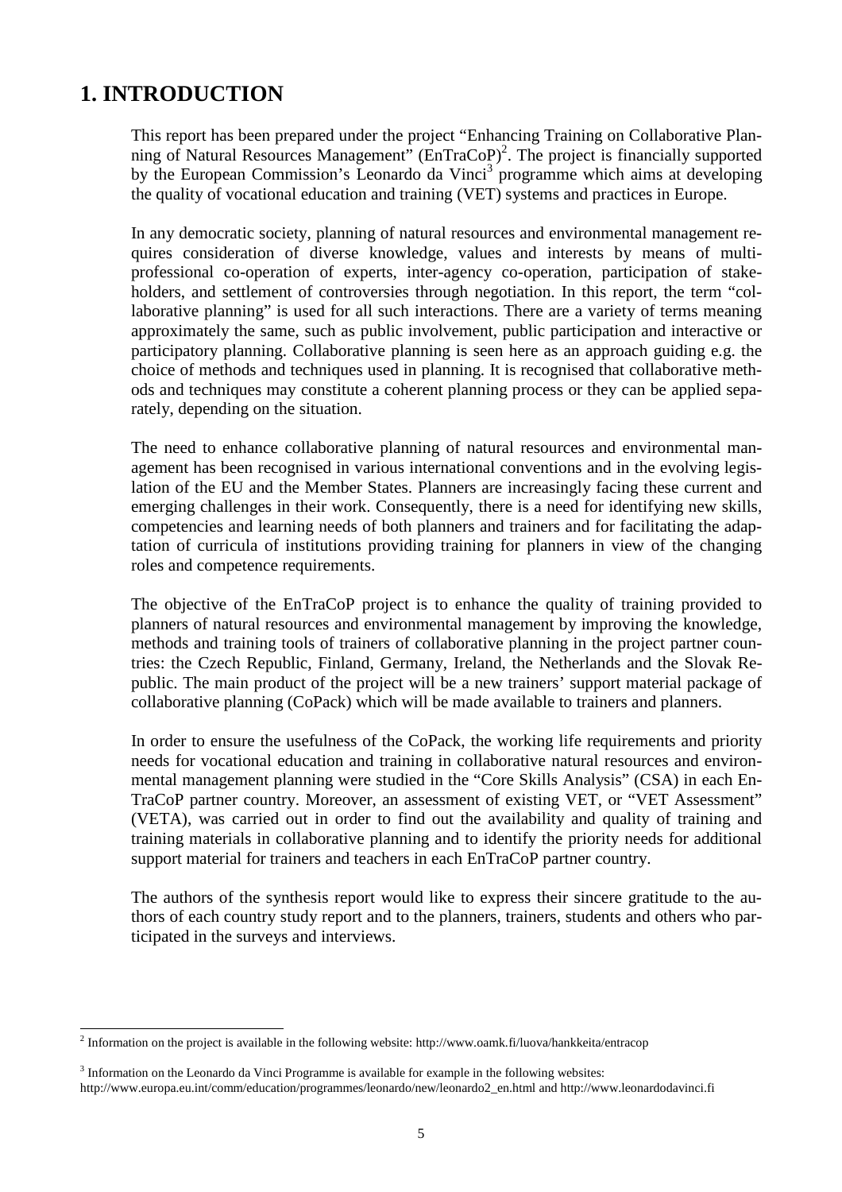# 1. INTRODUCTION

This report has been prepared under the project "Enhancing Training on Collaborative Planning of Natural Resources Management" (EnTraCoP)[2]. The project is financially supported by the European Commission's Leonardo da Vinci[3] programme which aims at developing the quality of vocational education and training (VET) systems and practices in Europe.

In any democratic society, planning of natural resources and environmental management requires consideration of diverse knowledge, values and interests by means of multi-professional co-operation of experts, inter-agency co-operation, participation of stakeholders, and settlement of controversies through negotiation. In this report, the term "collaborative planning" is used for all such interactions. There are a variety of terms meaning approximately the same, such as public involvement, public participation and interactive or participatory planning. Collaborative planning is seen here as an approach guiding e.g. the choice of methods and techniques used in planning. It is recognised that collaborative methods and techniques may constitute a coherent planning process or they can be applied separately, depending on the situation.

The need to enhance collaborative planning of natural resources and environmental management has been recognised in various international conventions and in the evolving legislation of the EU and the Member States. Planners are increasingly facing these current and emerging challenges in their work. Consequently, there is a need for identifying new skills, competencies and learning needs of both planners and trainers and for facilitating the adaptation of curricula of institutions providing training for planners in view of the changing roles and competence requirements.

The objective of the EnTraCoP project is to enhance the quality of training provided to planners of natural resources and environmental management by improving the knowledge, methods and training tools of trainers of collaborative planning in the project partner countries: the Czech Republic, Finland, Germany, Ireland, the Netherlands and the Slovak Republic. The main product of the project will be a new trainers' support material package of collaborative planning (CoPack) which will be made available to trainers and planners.

In order to ensure the usefulness of the CoPack, the working life requirements and priority needs for vocational education and training in collaborative natural resources and environmental management planning were studied in the "Core Skills Analysis" (CSA) in each EnTraCoP partner country. Moreover, an assessment of existing VET, or "VET Assessment" (VETA), was carried out in order to find out the availability and quality of training and training materials in collaborative planning and to identify the priority needs for additional support material for trainers and teachers in each EnTraCoP partner country.

The authors of the synthesis report would like to express their sincere gratitude to the authors of each country study report and to the planners, trainers, students and others who participated in the surveys and interviews.

---

[2] Information on the project is available in the following website: http://www.oamk.fi/luova/hankkeita/entracop

[3] Information on the Leonardo da Vinci Programme is available for example in the following websites: http://www.europa.eu.int/comm/education/programmes/leonardo/new/leonardo2_en.html and http://www.leonardodavinci.fi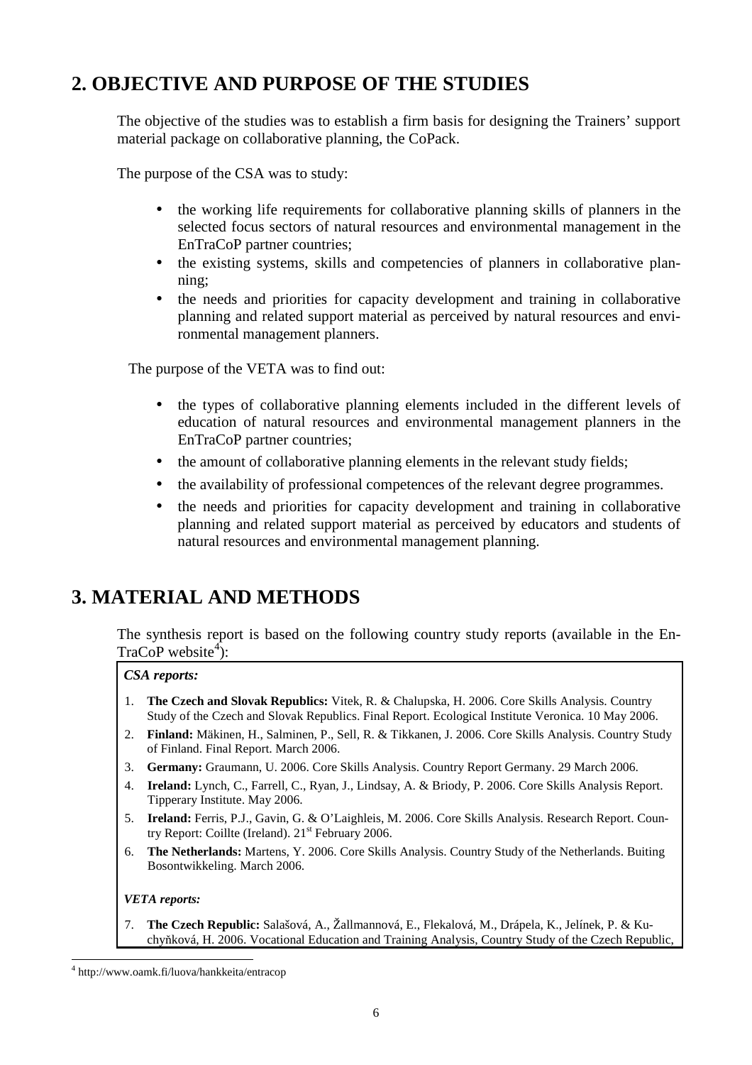## 2. OBJECTIVE AND PURPOSE OF THE STUDIES

The objective of the studies was to establish a firm basis for designing the Trainers' support material package on collaborative planning, the CoPack.

The purpose of the CSA was to study:

- the working life requirements for collaborative planning skills of planners in the selected focus sectors of natural resources and environmental management in the EnTraCoP partner countries;
- the existing systems, skills and competencies of planners in collaborative planning;
- the needs and priorities for capacity development and training in collaborative planning and related support material as perceived by natural resources and environmental management planners.

The purpose of the VETA was to find out:

- the types of collaborative planning elements included in the different levels of education of natural resources and environmental management planners in the EnTraCoP partner countries;
- the amount of collaborative planning elements in the relevant study fields;
- the availability of professional competences of the relevant degree programmes.
- the needs and priorities for capacity development and training in collaborative planning and related support material as perceived by educators and students of natural resources and environmental management planning.

## 3. MATERIAL AND METHODS

The synthesis report is based on the following country study reports (available in the EnTraCoP website[4]):

***CSA reports:***

1. **The Czech and Slovak Republics:** Vitek, R. & Chalupska, H. 2006. Core Skills Analysis. Country Study of the Czech and Slovak Republics. Final Report. Ecological Institute Veronica. 10 May 2006.
2. **Finland:** Mäkinen, H., Salminen, P., Sell, R. & Tikkanen, J. 2006. Core Skills Analysis. Country Study of Finland. Final Report. March 2006.
3. **Germany:** Graumann, U. 2006. Core Skills Analysis. Country Report Germany. 29 March 2006.
4. **Ireland:** Lynch, C., Farrell, C., Ryan, J., Lindsay, A. & Briody, P. 2006. Core Skills Analysis Report. Tipperary Institute. May 2006.
5. **Ireland:** Ferris, P.J., Gavin, G. & O'Laighleis, M. 2006. Core Skills Analysis. Research Report. Country Report: Coillte (Ireland). 21st February 2006.
6. **The Netherlands:** Martens, Y. 2006. Core Skills Analysis. Country Study of the Netherlands. Buiting Bosontwikkeling. March 2006.

***VETA reports:***

7. **The Czech Republic:** Salašová, A., Žallmannová, E., Flekalová, M., Drápela, K., Jelínek, P. & Kuchyňková, H. 2006. Vocational Education and Training Analysis, Country Study of the Czech Republic,

[4] http://www.oamk.fi/luova/hankkeita/entracop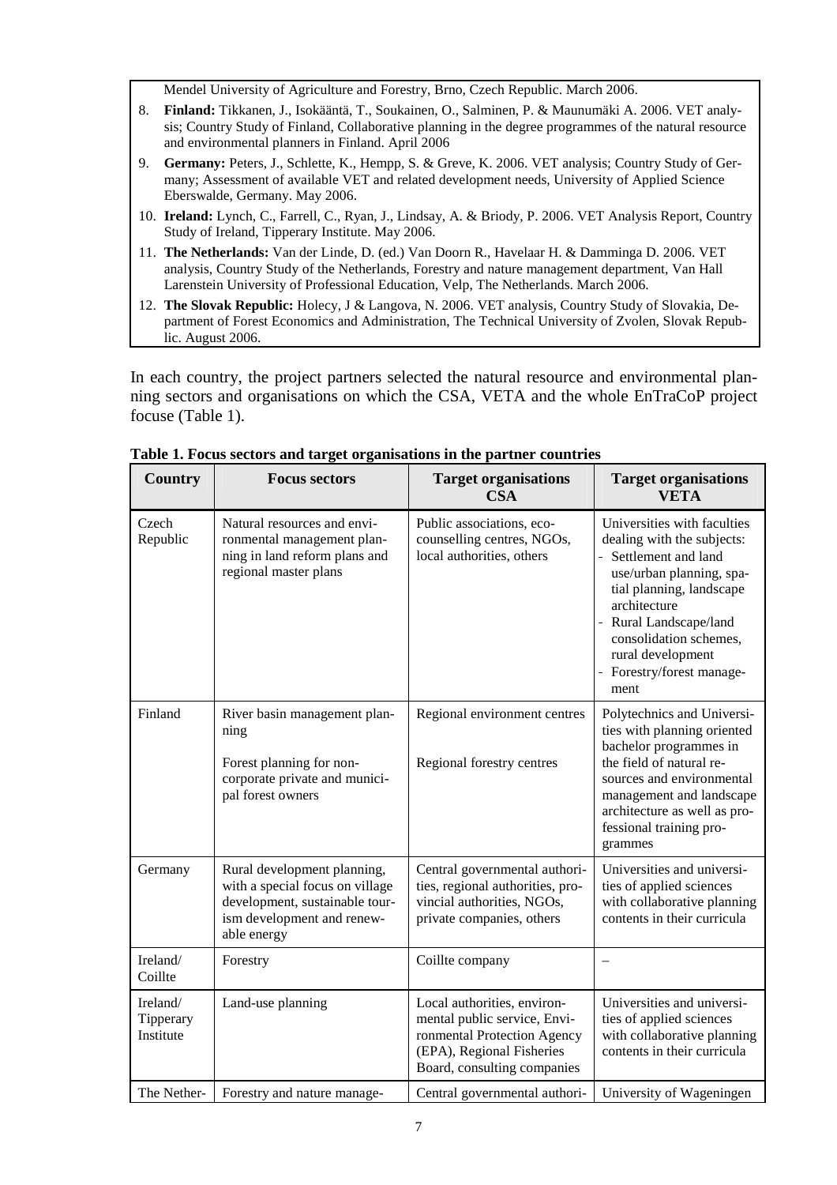Mendel University of Agriculture and Forestry, Brno, Czech Republic. March 2006.

8. **Finland:** Tikkanen, J., Isokääntä, T., Soukainen, O., Salminen, P. & Maunumäki A. 2006. VET analysis; Country Study of Finland, Collaborative planning in the degree programmes of the natural resource and environmental planners in Finland. April 2006
9. **Germany:** Peters, J., Schlette, K., Hempp, S. & Greve, K. 2006. VET analysis; Country Study of Germany; Assessment of available VET and related development needs, University of Applied Science Eberswalde, Germany. May 2006.
10. **Ireland:** Lynch, C., Farrell, C., Ryan, J., Lindsay, A. & Briody, P. 2006. VET Analysis Report, Country Study of Ireland, Tipperary Institute. May 2006.
11. **The Netherlands:** Van der Linde, D. (ed.) Van Doorn R., Havelaar H. & Damminga D. 2006. VET analysis, Country Study of the Netherlands, Forestry and nature management department, Van Hall Larenstein University of Professional Education, Velp, The Netherlands. March 2006.
12. **The Slovak Republic:** Holecy, J & Langova, N. 2006. VET analysis, Country Study of Slovakia, Department of Forest Economics and Administration, The Technical University of Zvolen, Slovak Republic. August 2006.

In each country, the project partners selected the natural resource and environmental planning sectors and organisations on which the CSA, VETA and the whole EnTraCoP project focuse (Table 1).

**Table 1. Focus sectors and target organisations in the partner countries**

| Country | Focus sectors | Target organisations CSA | Target organisations VETA |
|---|---|---|---|
| Czech Republic | Natural resources and environmental management planning in land reform plans and regional master plans | Public associations, eco-counselling centres, NGOs, local authorities, others | Universities with faculties dealing with the subjects: - Settlement and land use/urban planning, spatial planning, landscape architecture - Rural Landscape/land consolidation schemes, rural development - Forestry/forest management |
| Finland | River basin management planning<br><br>Forest planning for non-corporate private and municipal forest owners | Regional environment centres<br><br>Regional forestry centres | Polytechnics and Universities with planning oriented bachelor programmes in the field of natural resources and environmental management and landscape architecture as well as professional training programmes |
| Germany | Rural development planning, with a special focus on village development, sustainable tourism development and renewable energy | Central governmental authorities, regional authorities, provincial authorities, NGOs, private companies, others | Universities and universities of applied sciences with collaborative planning contents in their curricula |
| Ireland/ Coillte | Forestry | Coillte company | – |
| Ireland/ Tipperary Institute | Land-use planning | Local authorities, environmental public service, Environmental Protection Agency (EPA), Regional Fisheries Board, consulting companies | Universities and universities of applied sciences with collaborative planning contents in their curricula |
| The Nether- | Forestry and nature manage- | Central governmental authori- | University of Wageningen |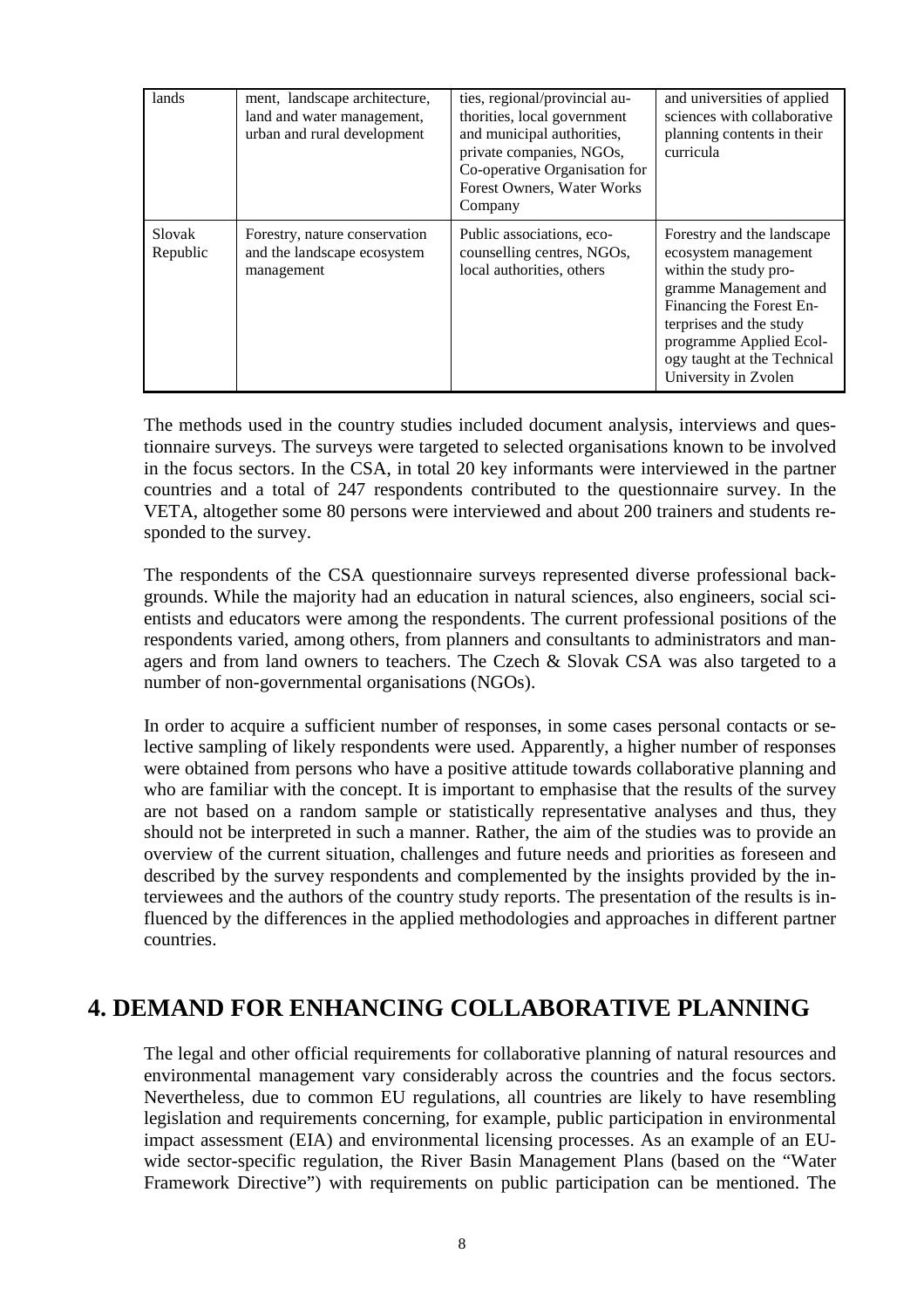| lands | ment, landscape architecture, land and water management, urban and rural development | ties, regional/provincial authorities, local government and municipal authorities, private companies, NGOs, Co-operative Organisation for Forest Owners, Water Works Company | and universities of applied sciences with collaborative planning contents in their curricula |
|---|---|---|---|
| Slovak Republic | Forestry, nature conservation and the landscape ecosystem management | Public associations, eco-counselling centres, NGOs, local authorities, others | Forestry and the landscape ecosystem management within the study programme Management and Financing the Forest Enterprises and the study programme Applied Ecology taught at the Technical University in Zvolen |

The methods used in the country studies included document analysis, interviews and questionnaire surveys. The surveys were targeted to selected organisations known to be involved in the focus sectors. In the CSA, in total 20 key informants were interviewed in the partner countries and a total of 247 respondents contributed to the questionnaire survey. In the VETA, altogether some 80 persons were interviewed and about 200 trainers and students responded to the survey.

The respondents of the CSA questionnaire surveys represented diverse professional backgrounds. While the majority had an education in natural sciences, also engineers, social scientists and educators were among the respondents. The current professional positions of the respondents varied, among others, from planners and consultants to administrators and managers and from land owners to teachers. The Czech & Slovak CSA was also targeted to a number of non-governmental organisations (NGOs).

In order to acquire a sufficient number of responses, in some cases personal contacts or selective sampling of likely respondents were used. Apparently, a higher number of responses were obtained from persons who have a positive attitude towards collaborative planning and who are familiar with the concept. It is important to emphasise that the results of the survey are not based on a random sample or statistically representative analyses and thus, they should not be interpreted in such a manner. Rather, the aim of the studies was to provide an overview of the current situation, challenges and future needs and priorities as foreseen and described by the survey respondents and complemented by the insights provided by the interviewees and the authors of the country study reports. The presentation of the results is influenced by the differences in the applied methodologies and approaches in different partner countries.

# 4. DEMAND FOR ENHANCING COLLABORATIVE PLANNING

The legal and other official requirements for collaborative planning of natural resources and environmental management vary considerably across the countries and the focus sectors. Nevertheless, due to common EU regulations, all countries are likely to have resembling legislation and requirements concerning, for example, public participation in environmental impact assessment (EIA) and environmental licensing processes. As an example of an EU-wide sector-specific regulation, the River Basin Management Plans (based on the "Water Framework Directive") with requirements on public participation can be mentioned. The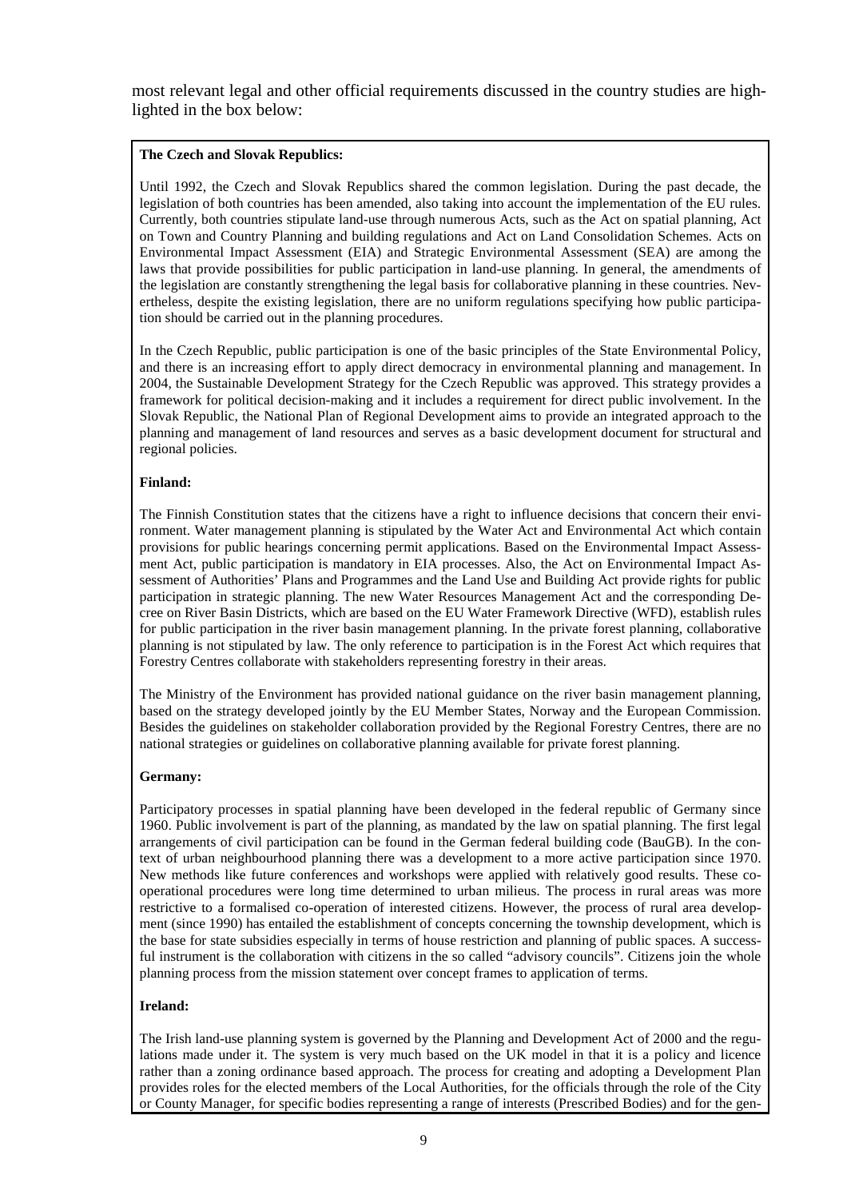most relevant legal and other official requirements discussed in the country studies are highlighted in the box below:

**The Czech and Slovak Republics:**

Until 1992, the Czech and Slovak Republics shared the common legislation. During the past decade, the legislation of both countries has been amended, also taking into account the implementation of the EU rules. Currently, both countries stipulate land-use through numerous Acts, such as the Act on spatial planning, Act on Town and Country Planning and building regulations and Act on Land Consolidation Schemes. Acts on Environmental Impact Assessment (EIA) and Strategic Environmental Assessment (SEA) are among the laws that provide possibilities for public participation in land-use planning. In general, the amendments of the legislation are constantly strengthening the legal basis for collaborative planning in these countries. Nevertheless, despite the existing legislation, there are no uniform regulations specifying how public participation should be carried out in the planning procedures.

In the Czech Republic, public participation is one of the basic principles of the State Environmental Policy, and there is an increasing effort to apply direct democracy in environmental planning and management. In 2004, the Sustainable Development Strategy for the Czech Republic was approved. This strategy provides a framework for political decision-making and it includes a requirement for direct public involvement. In the Slovak Republic, the National Plan of Regional Development aims to provide an integrated approach to the planning and management of land resources and serves as a basic development document for structural and regional policies.

**Finland:**

The Finnish Constitution states that the citizens have a right to influence decisions that concern their environment. Water management planning is stipulated by the Water Act and Environmental Act which contain provisions for public hearings concerning permit applications. Based on the Environmental Impact Assessment Act, public participation is mandatory in EIA processes. Also, the Act on Environmental Impact Assessment of Authorities' Plans and Programmes and the Land Use and Building Act provide rights for public participation in strategic planning. The new Water Resources Management Act and the corresponding Decree on River Basin Districts, which are based on the EU Water Framework Directive (WFD), establish rules for public participation in the river basin management planning. In the private forest planning, collaborative planning is not stipulated by law. The only reference to participation is in the Forest Act which requires that Forestry Centres collaborate with stakeholders representing forestry in their areas.

The Ministry of the Environment has provided national guidance on the river basin management planning, based on the strategy developed jointly by the EU Member States, Norway and the European Commission. Besides the guidelines on stakeholder collaboration provided by the Regional Forestry Centres, there are no national strategies or guidelines on collaborative planning available for private forest planning.

**Germany:**

Participatory processes in spatial planning have been developed in the federal republic of Germany since 1960. Public involvement is part of the planning, as mandated by the law on spatial planning. The first legal arrangements of civil participation can be found in the German federal building code (BauGB). In the context of urban neighbourhood planning there was a development to a more active participation since 1970. New methods like future conferences and workshops were applied with relatively good results. These cooperational procedures were long time determined to urban milieus. The process in rural areas was more restrictive to a formalised co-operation of interested citizens. However, the process of rural area development (since 1990) has entailed the establishment of concepts concerning the township development, which is the base for state subsidies especially in terms of house restriction and planning of public spaces. A successful instrument is the collaboration with citizens in the so called "advisory councils". Citizens join the whole planning process from the mission statement over concept frames to application of terms.

**Ireland:**

The Irish land-use planning system is governed by the Planning and Development Act of 2000 and the regulations made under it. The system is very much based on the UK model in that it is a policy and licence rather than a zoning ordinance based approach. The process for creating and adopting a Development Plan provides roles for the elected members of the Local Authorities, for the officials through the role of the City or County Manager, for specific bodies representing a range of interests (Prescribed Bodies) and for the gen-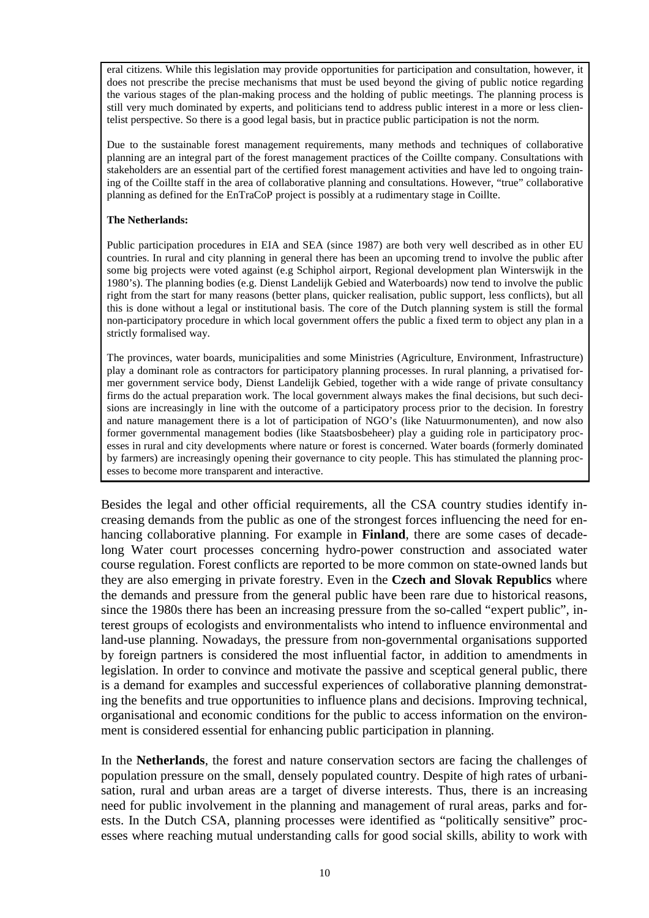eral citizens. While this legislation may provide opportunities for participation and consultation, however, it does not prescribe the precise mechanisms that must be used beyond the giving of public notice regarding the various stages of the plan-making process and the holding of public meetings. The planning process is still very much dominated by experts, and politicians tend to address public interest in a more or less clientelist perspective. So there is a good legal basis, but in practice public participation is not the norm.

Due to the sustainable forest management requirements, many methods and techniques of collaborative planning are an integral part of the forest management practices of the Coillte company. Consultations with stakeholders are an essential part of the certified forest management activities and have led to ongoing training of the Coillte staff in the area of collaborative planning and consultations. However, "true" collaborative planning as defined for the EnTraCoP project is possibly at a rudimentary stage in Coillte.

**The Netherlands:**

Public participation procedures in EIA and SEA (since 1987) are both very well described as in other EU countries. In rural and city planning in general there has been an upcoming trend to involve the public after some big projects were voted against (e.g Schiphol airport, Regional development plan Winterswijk in the 1980's). The planning bodies (e.g. Dienst Landelijk Gebied and Waterboards) now tend to involve the public right from the start for many reasons (better plans, quicker realisation, public support, less conflicts), but all this is done without a legal or institutional basis. The core of the Dutch planning system is still the formal non-participatory procedure in which local government offers the public a fixed term to object any plan in a strictly formalised way.

The provinces, water boards, municipalities and some Ministries (Agriculture, Environment, Infrastructure) play a dominant role as contractors for participatory planning processes. In rural planning, a privatised former government service body, Dienst Landelijk Gebied, together with a wide range of private consultancy firms do the actual preparation work. The local government always makes the final decisions, but such decisions are increasingly in line with the outcome of a participatory process prior to the decision. In forestry and nature management there is a lot of participation of NGO's (like Natuurmonumenten), and now also former governmental management bodies (like Staatsbosbeheer) play a guiding role in participatory processes in rural and city developments where nature or forest is concerned. Water boards (formerly dominated by farmers) are increasingly opening their governance to city people. This has stimulated the planning processes to become more transparent and interactive.

Besides the legal and other official requirements, all the CSA country studies identify increasing demands from the public as one of the strongest forces influencing the need for enhancing collaborative planning. For example in **Finland**, there are some cases of decade-long Water court processes concerning hydro-power construction and associated water course regulation. Forest conflicts are reported to be more common on state-owned lands but they are also emerging in private forestry. Even in the **Czech and Slovak Republics** where the demands and pressure from the general public have been rare due to historical reasons, since the 1980s there has been an increasing pressure from the so-called "expert public", interest groups of ecologists and environmentalists who intend to influence environmental and land-use planning. Nowadays, the pressure from non-governmental organisations supported by foreign partners is considered the most influential factor, in addition to amendments in legislation. In order to convince and motivate the passive and sceptical general public, there is a demand for examples and successful experiences of collaborative planning demonstrating the benefits and true opportunities to influence plans and decisions. Improving technical, organisational and economic conditions for the public to access information on the environment is considered essential for enhancing public participation in planning.

In the **Netherlands**, the forest and nature conservation sectors are facing the challenges of population pressure on the small, densely populated country. Despite of high rates of urbanisation, rural and urban areas are a target of diverse interests. Thus, there is an increasing need for public involvement in the planning and management of rural areas, parks and forests. In the Dutch CSA, planning processes were identified as "politically sensitive" processes where reaching mutual understanding calls for good social skills, ability to work with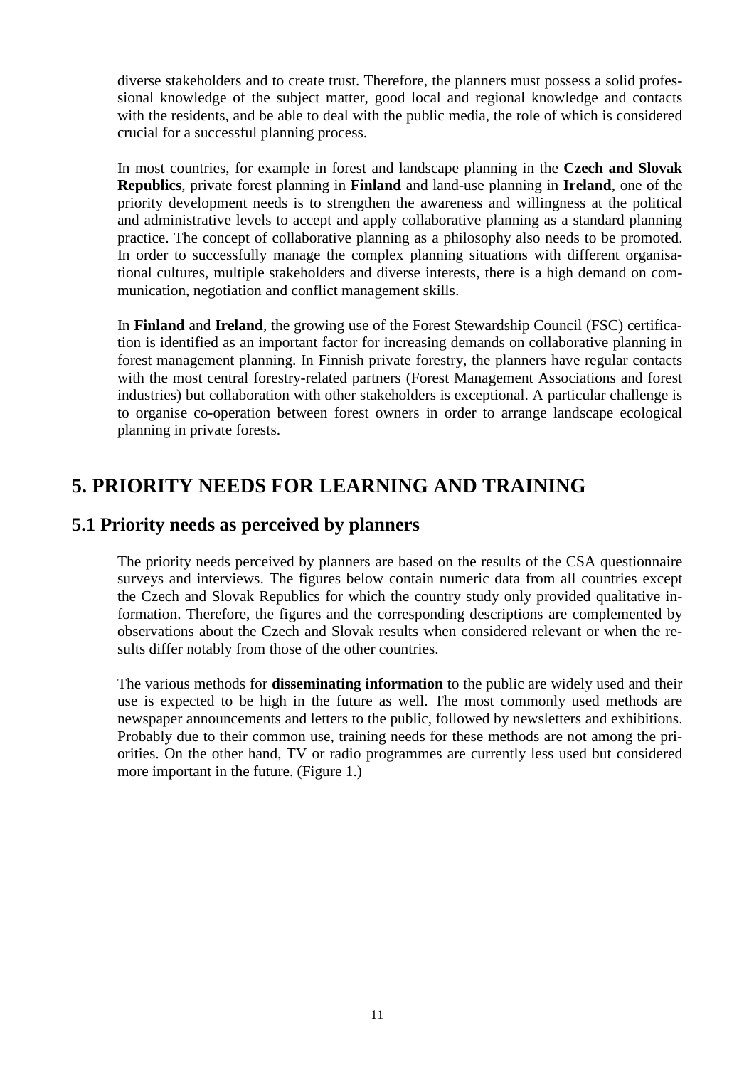diverse stakeholders and to create trust. Therefore, the planners must possess a solid professional knowledge of the subject matter, good local and regional knowledge and contacts with the residents, and be able to deal with the public media, the role of which is considered crucial for a successful planning process.

In most countries, for example in forest and landscape planning in the **Czech and Slovak Republics**, private forest planning in **Finland** and land-use planning in **Ireland**, one of the priority development needs is to strengthen the awareness and willingness at the political and administrative levels to accept and apply collaborative planning as a standard planning practice. The concept of collaborative planning as a philosophy also needs to be promoted. In order to successfully manage the complex planning situations with different organisational cultures, multiple stakeholders and diverse interests, there is a high demand on communication, negotiation and conflict management skills.

In **Finland** and **Ireland**, the growing use of the Forest Stewardship Council (FSC) certification is identified as an important factor for increasing demands on collaborative planning in forest management planning. In Finnish private forestry, the planners have regular contacts with the most central forestry-related partners (Forest Management Associations and forest industries) but collaboration with other stakeholders is exceptional. A particular challenge is to organise co-operation between forest owners in order to arrange landscape ecological planning in private forests.

# 5. PRIORITY NEEDS FOR LEARNING AND TRAINING

## 5.1 Priority needs as perceived by planners

The priority needs perceived by planners are based on the results of the CSA questionnaire surveys and interviews. The figures below contain numeric data from all countries except the Czech and Slovak Republics for which the country study only provided qualitative information. Therefore, the figures and the corresponding descriptions are complemented by observations about the Czech and Slovak results when considered relevant or when the results differ notably from those of the other countries.

The various methods for **disseminating information** to the public are widely used and their use is expected to be high in the future as well. The most commonly used methods are newspaper announcements and letters to the public, followed by newsletters and exhibitions. Probably due to their common use, training needs for these methods are not among the priorities. On the other hand, TV or radio programmes are currently less used but considered more important in the future. (Figure 1.)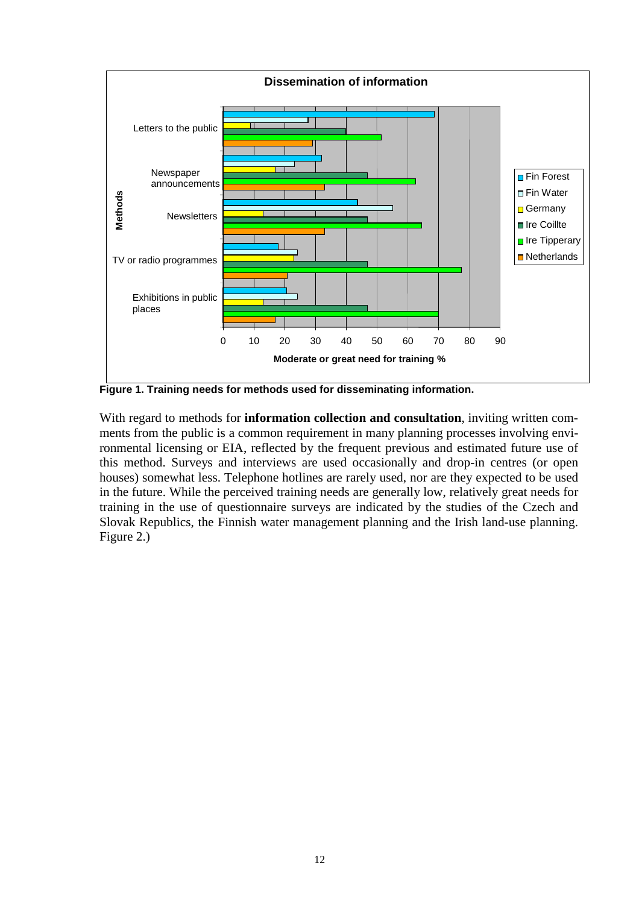**Figure 1. Training needs for methods used for disseminating information.**

With regard to methods for **information collection and consultation**, inviting written comments from the public is a common requirement in many planning processes involving environmental licensing or EIA, reflected by the frequent previous and estimated future use of this method. Surveys and interviews are used occasionally and drop-in centres (or open houses) somewhat less. Telephone hotlines are rarely used, nor are they expected to be used in the future. While the perceived training needs are generally low, relatively great needs for training in the use of questionnaire surveys are indicated by the studies of the Czech and Slovak Republics, the Finnish water management planning and the Irish land-use planning. Figure 2.)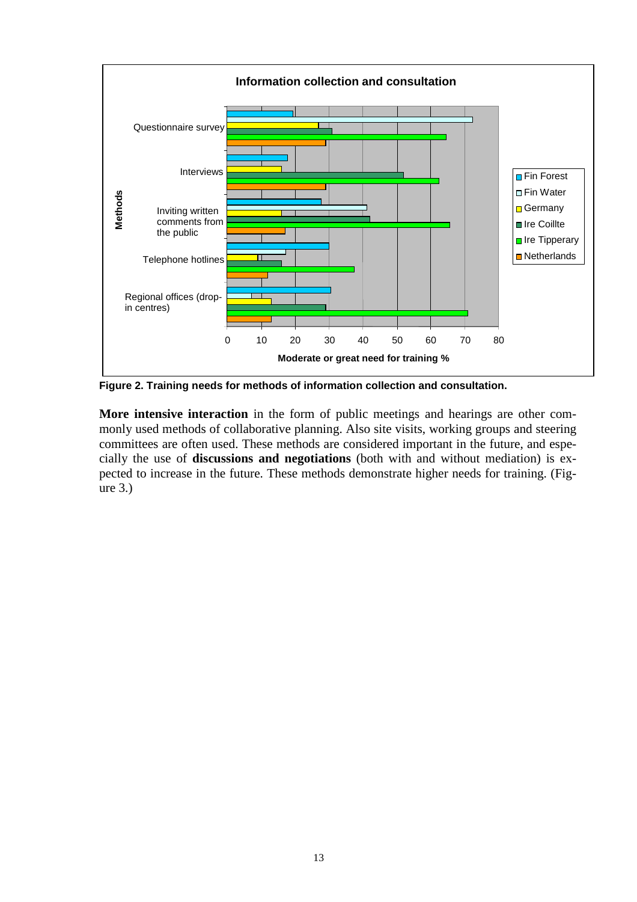**Figure 2. Training needs for methods of information collection and consultation.**

**More intensive interaction** in the form of public meetings and hearings are other commonly used methods of collaborative planning. Also site visits, working groups and steering committees are often used. These methods are considered important in the future, and especially the use of **discussions and negotiations** (both with and without mediation) is expected to increase in the future. These methods demonstrate higher needs for training. (Figure 3.)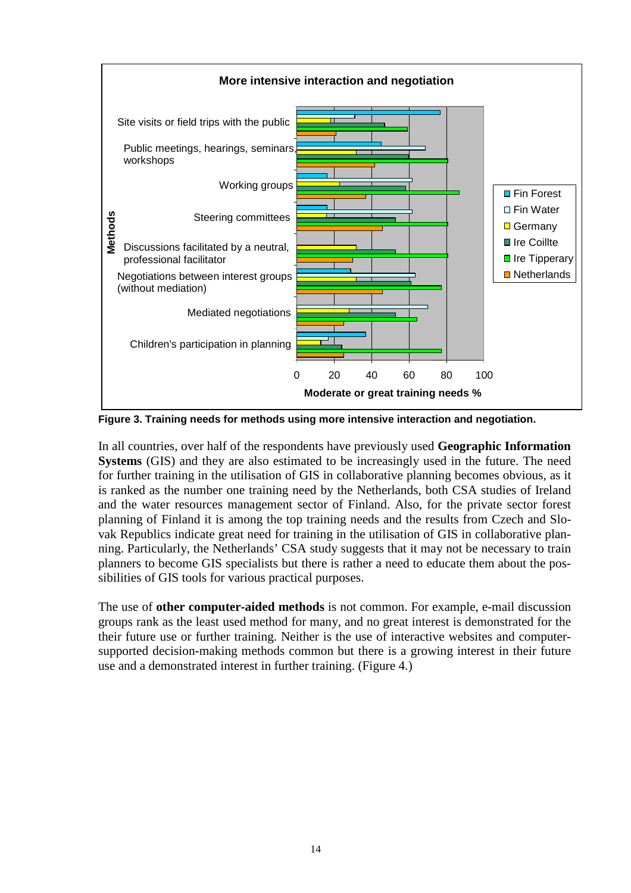**Figure 3. Training needs for methods using more intensive interaction and negotiation.**

In all countries, over half of the respondents have previously used **Geographic Information Systems** (GIS) and they are also estimated to be increasingly used in the future. The need for further training in the utilisation of GIS in collaborative planning becomes obvious, as it is ranked as the number one training need by the Netherlands, both CSA studies of Ireland and the water resources management sector of Finland. Also, for the private sector forest planning of Finland it is among the top training needs and the results from Czech and Slovak Republics indicate great need for training in the utilisation of GIS in collaborative planning. Particularly, the Netherlands' CSA study suggests that it may not be necessary to train planners to become GIS specialists but there is rather a need to educate them about the possibilities of GIS tools for various practical purposes.

The use of **other computer-aided methods** is not common. For example, e-mail discussion groups rank as the least used method for many, and no great interest is demonstrated for the their future use or further training. Neither is the use of interactive websites and computer-supported decision-making methods common but there is a growing interest in their future use and a demonstrated interest in further training. (Figure 4.)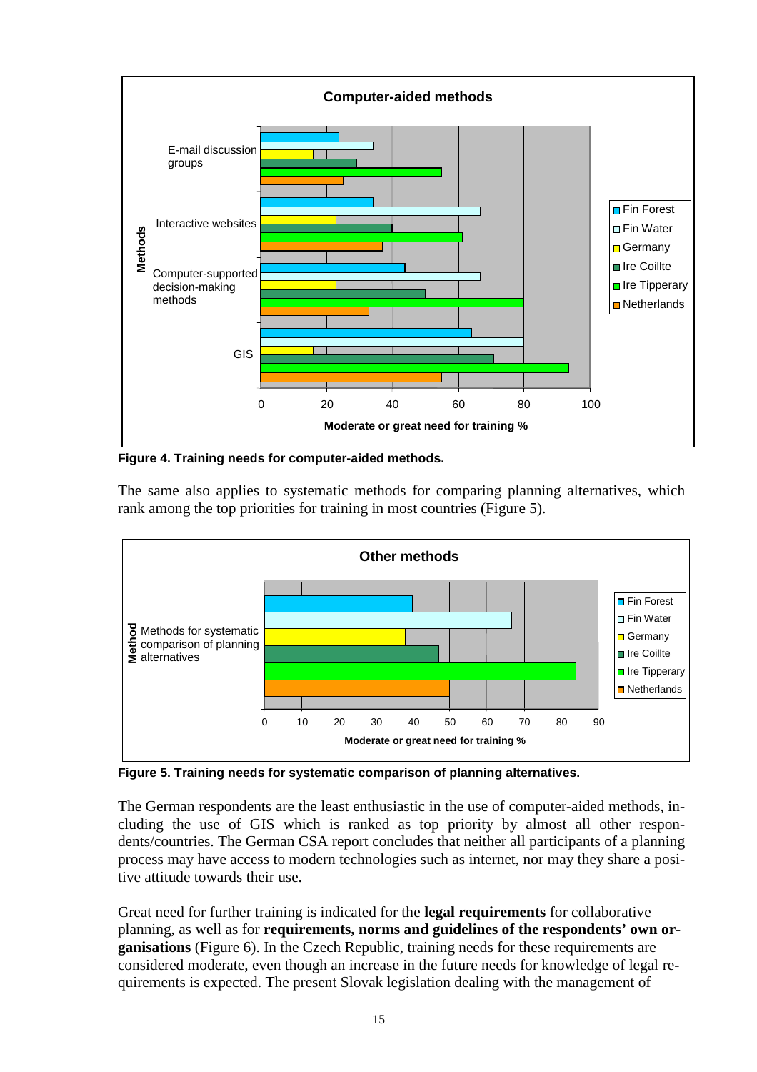**Figure 4. Training needs for computer-aided methods.**

The same also applies to systematic methods for comparing planning alternatives, which rank among the top priorities for training in most countries (Figure 5).

**Figure 5. Training needs for systematic comparison of planning alternatives.**

The German respondents are the least enthusiastic in the use of computer-aided methods, including the use of GIS which is ranked as top priority by almost all other respondents/countries. The German CSA report concludes that neither all participants of a planning process may have access to modern technologies such as internet, nor may they share a positive attitude towards their use.

Great need for further training is indicated for the **legal requirements** for collaborative planning, as well as for **requirements, norms and guidelines of the respondents' own organisations** (Figure 6). In the Czech Republic, training needs for these requirements are considered moderate, even though an increase in the future needs for knowledge of legal requirements is expected. The present Slovak legislation dealing with the management of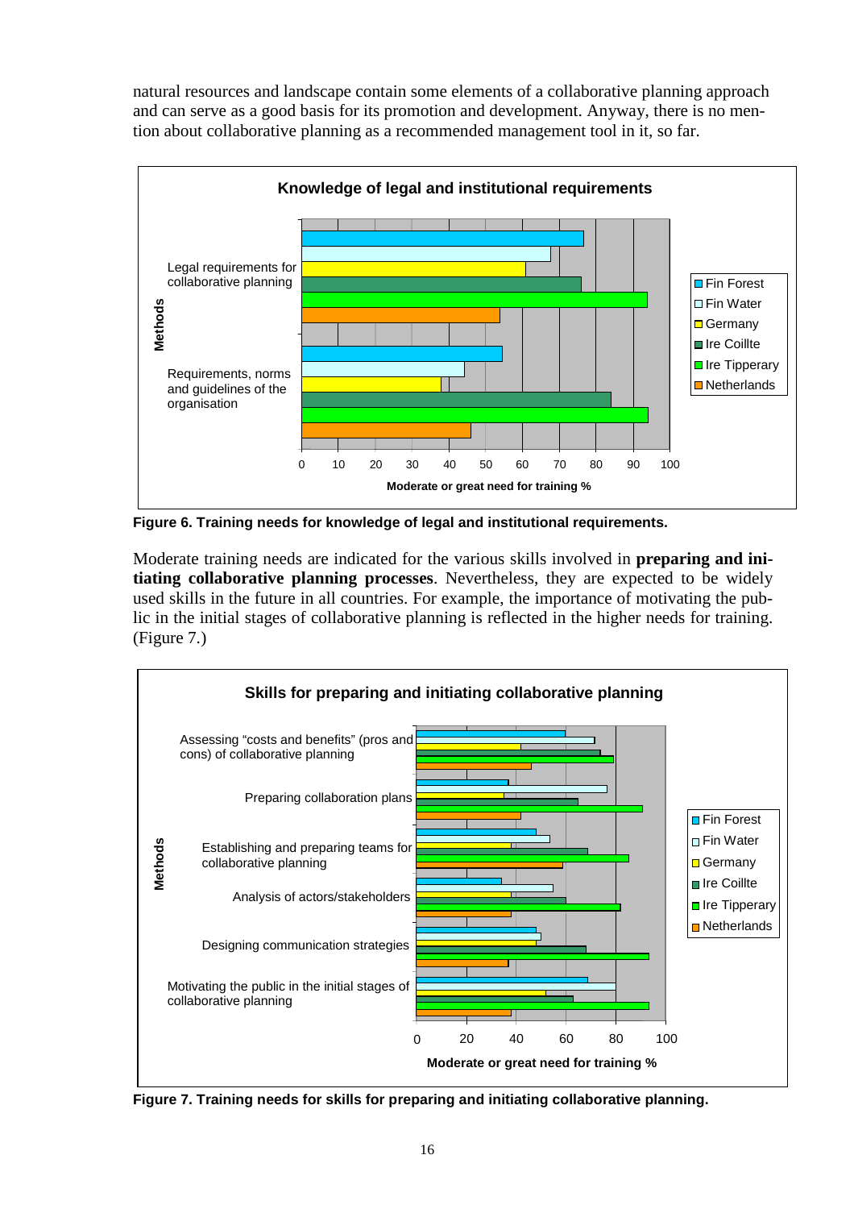natural resources and landscape contain some elements of a collaborative planning approach and can serve as a good basis for its promotion and development. Anyway, there is no mention about collaborative planning as a recommended management tool in it, so far.

**Figure 6. Training needs for knowledge of legal and institutional requirements.**

Moderate training needs are indicated for the various skills involved in **preparing and initiating collaborative planning processes**. Nevertheless, they are expected to be widely used skills in the future in all countries. For example, the importance of motivating the public in the initial stages of collaborative planning is reflected in the higher needs for training. (Figure 7.)

**Figure 7. Training needs for skills for preparing and initiating collaborative planning.**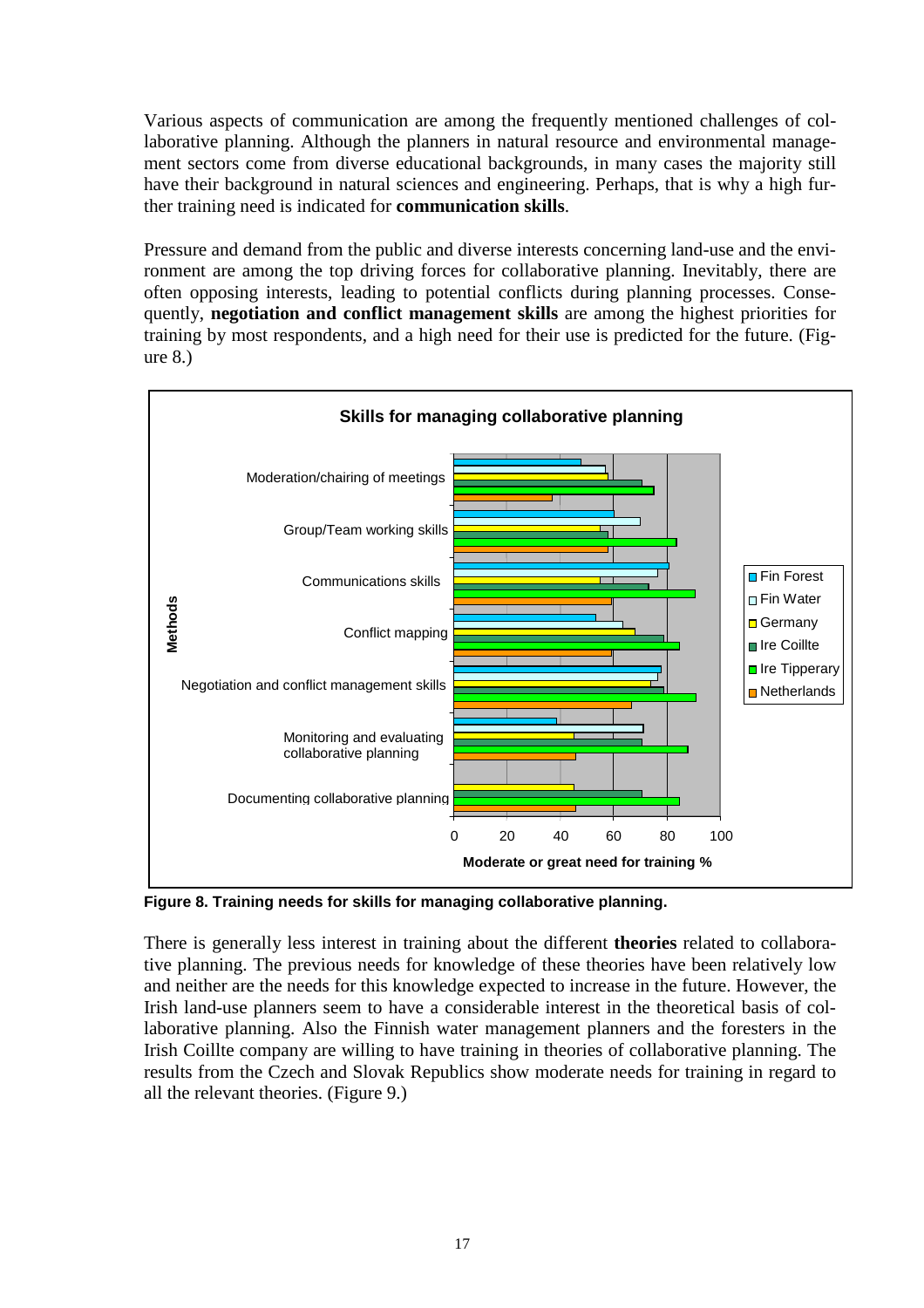Various aspects of communication are among the frequently mentioned challenges of collaborative planning. Although the planners in natural resource and environmental management sectors come from diverse educational backgrounds, in many cases the majority still have their background in natural sciences and engineering. Perhaps, that is why a high further training need is indicated for **communication skills**.

Pressure and demand from the public and diverse interests concerning land-use and the environment are among the top driving forces for collaborative planning. Inevitably, there are often opposing interests, leading to potential conflicts during planning processes. Consequently, **negotiation and conflict management skills** are among the highest priorities for training by most respondents, and a high need for their use is predicted for the future. (Figure 8.)

**Figure 8. Training needs for skills for managing collaborative planning.**

There is generally less interest in training about the different **theories** related to collaborative planning. The previous needs for knowledge of these theories have been relatively low and neither are the needs for this knowledge expected to increase in the future. However, the Irish land-use planners seem to have a considerable interest in the theoretical basis of collaborative planning. Also the Finnish water management planners and the foresters in the Irish Coillte company are willing to have training in theories of collaborative planning. The results from the Czech and Slovak Republics show moderate needs for training in regard to all the relevant theories. (Figure 9.)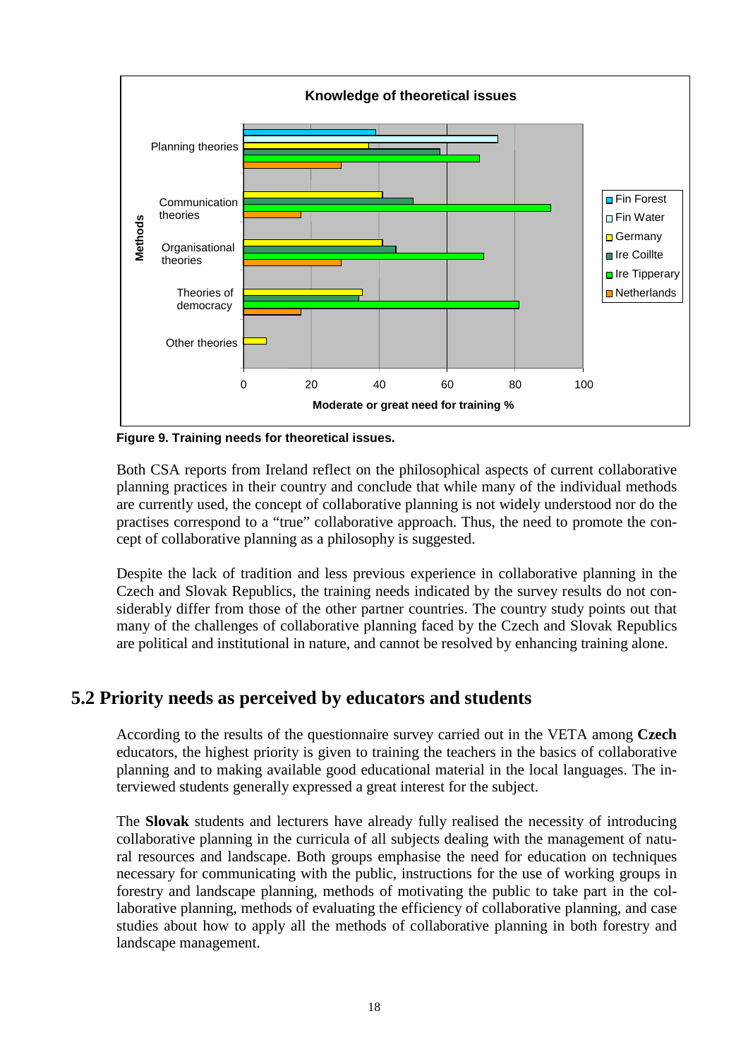**Figure 9. Training needs for theoretical issues.**

Both CSA reports from Ireland reflect on the philosophical aspects of current collaborative planning practices in their country and conclude that while many of the individual methods are currently used, the concept of collaborative planning is not widely understood nor do the practises correspond to a “true” collaborative approach. Thus, the need to promote the concept of collaborative planning as a philosophy is suggested.

Despite the lack of tradition and less previous experience in collaborative planning in the Czech and Slovak Republics, the training needs indicated by the survey results do not considerably differ from those of the other partner countries. The country study points out that many of the challenges of collaborative planning faced by the Czech and Slovak Republics are political and institutional in nature, and cannot be resolved by enhancing training alone.

## 5.2 Priority needs as perceived by educators and students

According to the results of the questionnaire survey carried out in the VETA among **Czech** educators, the highest priority is given to training the teachers in the basics of collaborative planning and to making available good educational material in the local languages. The interviewed students generally expressed a great interest for the subject.

The **Slovak** students and lecturers have already fully realised the necessity of introducing collaborative planning in the curricula of all subjects dealing with the management of natural resources and landscape. Both groups emphasise the need for education on techniques necessary for communicating with the public, instructions for the use of working groups in forestry and landscape planning, methods of motivating the public to take part in the collaborative planning, methods of evaluating the efficiency of collaborative planning, and case studies about how to apply all the methods of collaborative planning in both forestry and landscape management.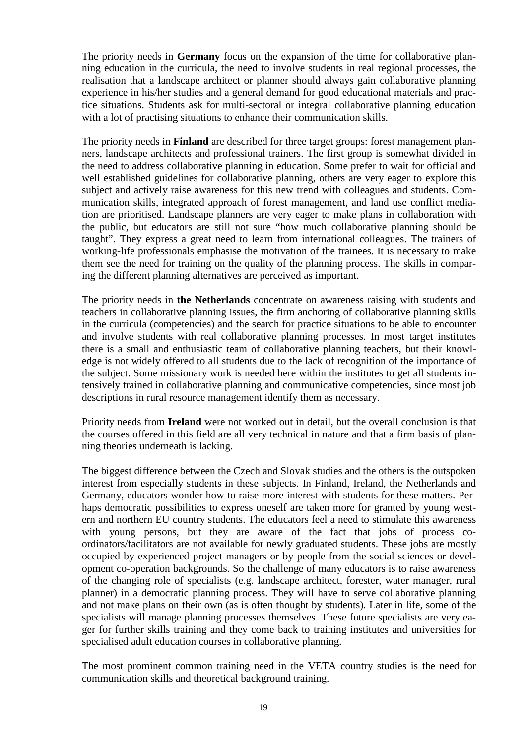The priority needs in **Germany** focus on the expansion of the time for collaborative planning education in the curricula, the need to involve students in real regional processes, the realisation that a landscape architect or planner should always gain collaborative planning experience in his/her studies and a general demand for good educational materials and practice situations. Students ask for multi-sectoral or integral collaborative planning education with a lot of practising situations to enhance their communication skills.

The priority needs in **Finland** are described for three target groups: forest management planners, landscape architects and professional trainers. The first group is somewhat divided in the need to address collaborative planning in education. Some prefer to wait for official and well established guidelines for collaborative planning, others are very eager to explore this subject and actively raise awareness for this new trend with colleagues and students. Communication skills, integrated approach of forest management, and land use conflict mediation are prioritised. Landscape planners are very eager to make plans in collaboration with the public, but educators are still not sure "how much collaborative planning should be taught". They express a great need to learn from international colleagues. The trainers of working-life professionals emphasise the motivation of the trainees. It is necessary to make them see the need for training on the quality of the planning process. The skills in comparing the different planning alternatives are perceived as important.

The priority needs in **the Netherlands** concentrate on awareness raising with students and teachers in collaborative planning issues, the firm anchoring of collaborative planning skills in the curricula (competencies) and the search for practice situations to be able to encounter and involve students with real collaborative planning processes. In most target institutes there is a small and enthusiastic team of collaborative planning teachers, but their knowledge is not widely offered to all students due to the lack of recognition of the importance of the subject. Some missionary work is needed here within the institutes to get all students intensively trained in collaborative planning and communicative competencies, since most job descriptions in rural resource management identify them as necessary.

Priority needs from **Ireland** were not worked out in detail, but the overall conclusion is that the courses offered in this field are all very technical in nature and that a firm basis of planning theories underneath is lacking.

The biggest difference between the Czech and Slovak studies and the others is the outspoken interest from especially students in these subjects. In Finland, Ireland, the Netherlands and Germany, educators wonder how to raise more interest with students for these matters. Perhaps democratic possibilities to express oneself are taken more for granted by young western and northern EU country students. The educators feel a need to stimulate this awareness with young persons, but they are aware of the fact that jobs of process co-ordinators/facilitators are not available for newly graduated students. These jobs are mostly occupied by experienced project managers or by people from the social sciences or development co-operation backgrounds. So the challenge of many educators is to raise awareness of the changing role of specialists (e.g. landscape architect, forester, water manager, rural planner) in a democratic planning process. They will have to serve collaborative planning and not make plans on their own (as is often thought by students). Later in life, some of the specialists will manage planning processes themselves. These future specialists are very eager for further skills training and they come back to training institutes and universities for specialised adult education courses in collaborative planning.

The most prominent common training need in the VETA country studies is the need for communication skills and theoretical background training.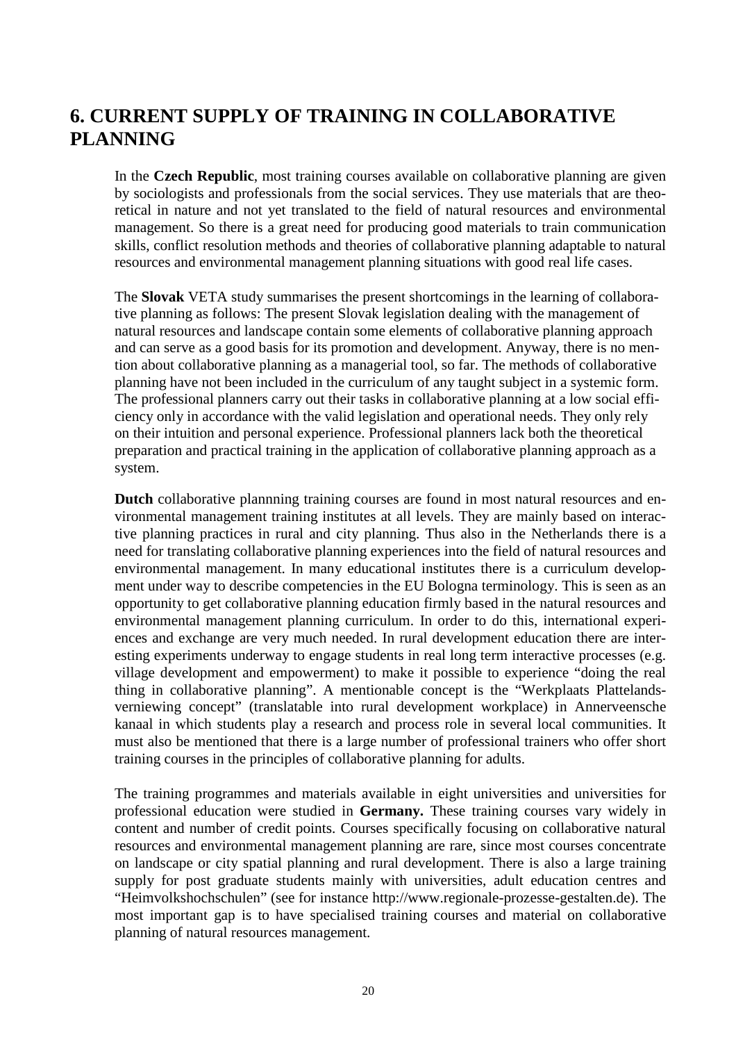# 6. CURRENT SUPPLY OF TRAINING IN COLLABORATIVE PLANNING

In the **Czech Republic**, most training courses available on collaborative planning are given by sociologists and professionals from the social services. They use materials that are theoretical in nature and not yet translated to the field of natural resources and environmental management. So there is a great need for producing good materials to train communication skills, conflict resolution methods and theories of collaborative planning adaptable to natural resources and environmental management planning situations with good real life cases.

The **Slovak** VETA study summarises the present shortcomings in the learning of collaborative planning as follows: The present Slovak legislation dealing with the management of natural resources and landscape contain some elements of collaborative planning approach and can serve as a good basis for its promotion and development. Anyway, there is no mention about collaborative planning as a managerial tool, so far. The methods of collaborative planning have not been included in the curriculum of any taught subject in a systemic form. The professional planners carry out their tasks in collaborative planning at a low social efficiency only in accordance with the valid legislation and operational needs. They only rely on their intuition and personal experience. Professional planners lack both the theoretical preparation and practical training in the application of collaborative planning approach as a system.

**Dutch** collaborative plannning training courses are found in most natural resources and environmental management training institutes at all levels. They are mainly based on interactive planning practices in rural and city planning. Thus also in the Netherlands there is a need for translating collaborative planning experiences into the field of natural resources and environmental management. In many educational institutes there is a curriculum development under way to describe competencies in the EU Bologna terminology. This is seen as an opportunity to get collaborative planning education firmly based in the natural resources and environmental management planning curriculum. In order to do this, international experiences and exchange are very much needed. In rural development education there are interesting experiments underway to engage students in real long term interactive processes (e.g. village development and empowerment) to make it possible to experience "doing the real thing in collaborative planning". A mentionable concept is the "Werkplaats Plattelandsverniewing concept" (translatable into rural development workplace) in Annerveensche kanaal in which students play a research and process role in several local communities. It must also be mentioned that there is a large number of professional trainers who offer short training courses in the principles of collaborative planning for adults.

The training programmes and materials available in eight universities and universities for professional education were studied in **Germany.** These training courses vary widely in content and number of credit points. Courses specifically focusing on collaborative natural resources and environmental management planning are rare, since most courses concentrate on landscape or city spatial planning and rural development. There is also a large training supply for post graduate students mainly with universities, adult education centres and "Heimvolkshochschulen" (see for instance http://www.regionale-prozesse-gestalten.de). The most important gap is to have specialised training courses and material on collaborative planning of natural resources management.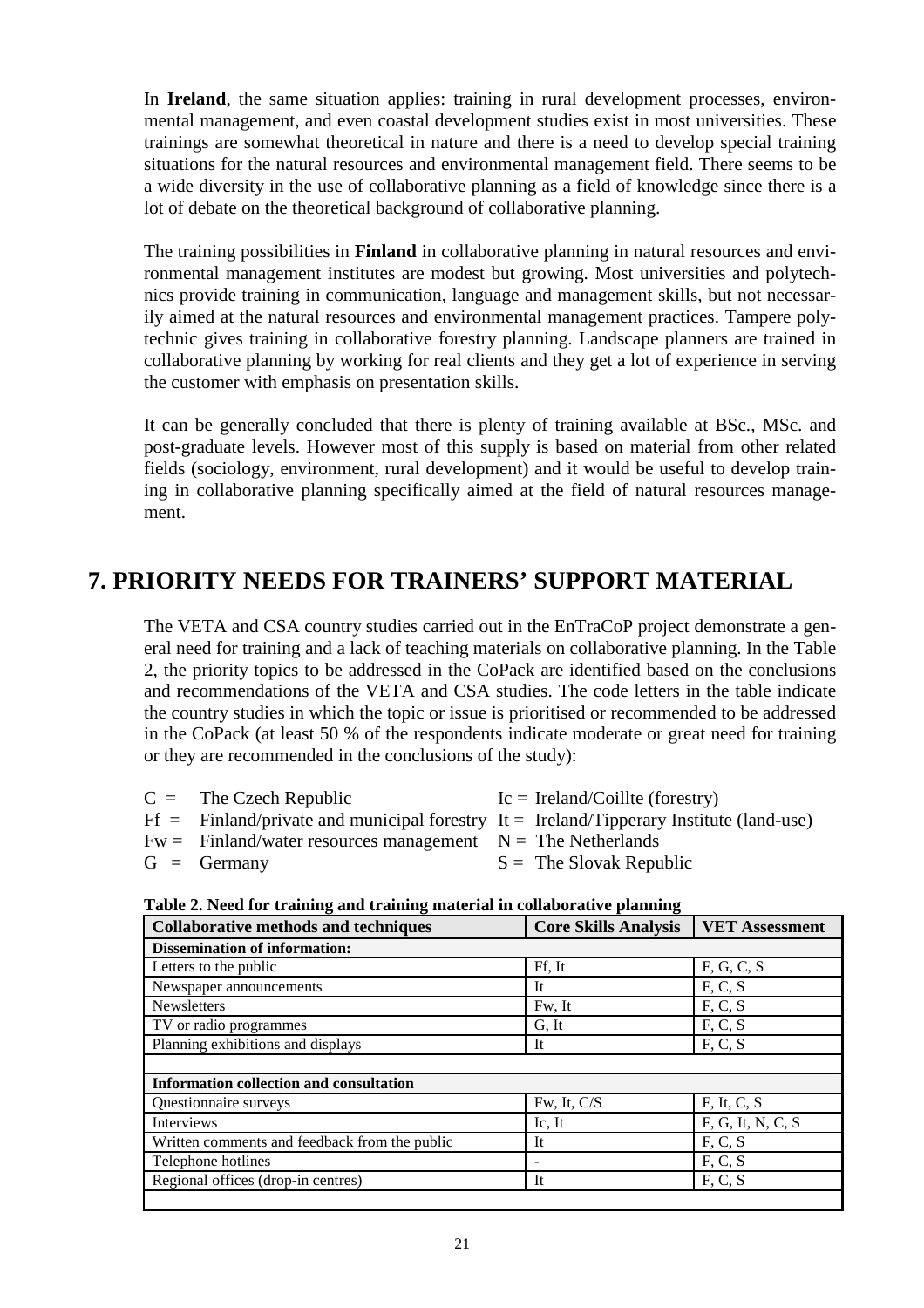In **Ireland**, the same situation applies: training in rural development processes, environmental management, and even coastal development studies exist in most universities. These trainings are somewhat theoretical in nature and there is a need to develop special training situations for the natural resources and environmental management field. There seems to be a wide diversity in the use of collaborative planning as a field of knowledge since there is a lot of debate on the theoretical background of collaborative planning.

The training possibilities in **Finland** in collaborative planning in natural resources and environmental management institutes are modest but growing. Most universities and polytechnics provide training in communication, language and management skills, but not necessarily aimed at the natural resources and environmental management practices. Tampere polytechnic gives training in collaborative forestry planning. Landscape planners are trained in collaborative planning by working for real clients and they get a lot of experience in serving the customer with emphasis on presentation skills.

It can be generally concluded that there is plenty of training available at BSc., MSc. and post-graduate levels. However most of this supply is based on material from other related fields (sociology, environment, rural development) and it would be useful to develop training in collaborative planning specifically aimed at the field of natural resources management.

# 7. PRIORITY NEEDS FOR TRAINERS' SUPPORT MATERIAL

The VETA and CSA country studies carried out in the EnTraCoP project demonstrate a general need for training and a lack of teaching materials on collaborative planning. In the Table 2, the priority topics to be addressed in the CoPack are identified based on the conclusions and recommendations of the VETA and CSA studies. The code letters in the table indicate the country studies in which the topic or issue is prioritised or recommended to be addressed in the CoPack (at least 50 % of the respondents indicate moderate or great need for training or they are recommended in the conclusions of the study):

- C = The Czech Republic
- Ff = Finland/private and municipal forestry
- Fw = Finland/water resources management
- G = Germany
- Ic = Ireland/Coillte (forestry)
- It = Ireland/Tipperary Institute (land-use)
- N = The Netherlands
- S = The Slovak Republic

**Table 2. Need for training and training material in collaborative planning**

| Collaborative methods and techniques | Core Skills Analysis | VET Assessment |
|---|---|---|
| **Dissemination of information:** | | |
| Letters to the public | Ff, It | F, G, C, S |
| Newspaper announcements | It | F, C, S |
| Newsletters | Fw, It | F, C, S |
| TV or radio programmes | G, It | F, C, S |
| Planning exhibitions and displays | It | F, C, S |
| | | |
| **Information collection and consultation** | | |
| Questionnaire surveys | Fw, It, C/S | F, It, C, S |
| Interviews | Ic, It | F, G, It, N, C, S |
| Written comments and feedback from the public | It | F, C, S |
| Telephone hotlines | - | F, C, S |
| Regional offices (drop-in centres) | It | F, C, S |
| | | |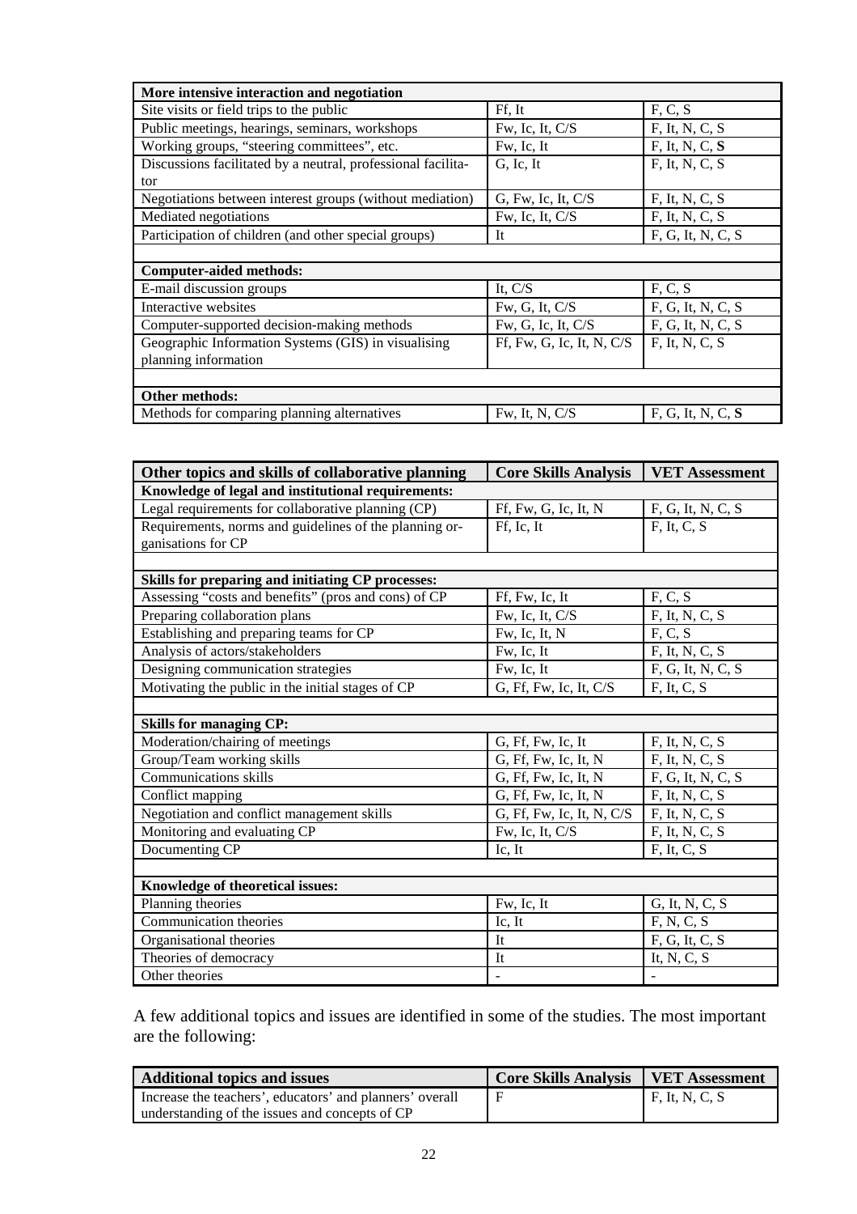| More intensive interaction and negotiation | | |
|---|---|---|
| Site visits or field trips to the public | Ff, It | F, C, S |
| Public meetings, hearings, seminars, workshops | Fw, Ic, It, C/S | F, It, N, C, S |
| Working groups, "steering committees", etc. | Fw, Ic, It | F, It, N, C, **S** |
| Discussions facilitated by a neutral, professional facilitator | G, Ic, It | F, It, N, C, S |
| Negotiations between interest groups (without mediation) | G, Fw, Ic, It, C/S | F, It, N, C, S |
| Mediated negotiations | Fw, Ic, It, C/S | F, It, N, C, S |
| Participation of children (and other special groups) | It | F, G, It, N, C, S |
| | | |
| **Computer-aided methods:** | | |
| E-mail discussion groups | It, C/S | F, C, S |
| Interactive websites | Fw, G, It, C/S | F, G, It, N, C, S |
| Computer-supported decision-making methods | Fw, G, Ic, It, C/S | F, G, It, N, C, S |
| Geographic Information Systems (GIS) in visualising planning information | Ff, Fw, G, Ic, It, N, C/S | F, It, N, C, S |
| | | |
| **Other methods:** | | |
| Methods for comparing planning alternatives | Fw, It, N, C/S | F, G, It, N, C, **S** |

| Other topics and skills of collaborative planning | Core Skills Analysis | VET Assessment |
|---|---|---|
| **Knowledge of legal and institutional requirements:** | | |
| Legal requirements for collaborative planning (CP) | Ff, Fw, G, Ic, It, N | F, G, It, N, C, S |
| Requirements, norms and guidelines of the planning organisations for CP | Ff, Ic, It | F, It, C, S |
| | | |
| **Skills for preparing and initiating CP processes:** | | |
| Assessing "costs and benefits" (pros and cons) of CP | Ff, Fw, Ic, It | F, C, S |
| Preparing collaboration plans | Fw, Ic, It, C/S | F, It, N, C, S |
| Establishing and preparing teams for CP | Fw, Ic, It, N | F, C, S |
| Analysis of actors/stakeholders | Fw, Ic, It | F, It, N, C, S |
| Designing communication strategies | Fw, Ic, It | F, G, It, N, C, S |
| Motivating the public in the initial stages of CP | G, Ff, Fw, Ic, It, C/S | F, It, C, S |
| | | |
| **Skills for managing CP:** | | |
| Moderation/chairing of meetings | G, Ff, Fw, Ic, It | F, It, N, C, S |
| Group/Team working skills | G, Ff, Fw, Ic, It, N | F, It, N, C, S |
| Communications skills | G, Ff, Fw, Ic, It, N | F, G, It, N, C, S |
| Conflict mapping | G, Ff, Fw, Ic, It, N | F, It, N, C, S |
| Negotiation and conflict management skills | G, Ff, Fw, Ic, It, N, C/S | F, It, N, C, S |
| Monitoring and evaluating CP | Fw, Ic, It, C/S | F, It, N, C, S |
| Documenting CP | Ic, It | F, It, C, S |
| | | |
| **Knowledge of theoretical issues:** | | |
| Planning theories | Fw, Ic, It | G, It, N, C, S |
| Communication theories | Ic, It | F, N, C, S |
| Organisational theories | It | F, G, It, C, S |
| Theories of democracy | It | It, N, C, S |
| Other theories | - | - |

A few additional topics and issues are identified in some of the studies. The most important are the following:

| Additional topics and issues | Core Skills Analysis | VET Assessment |
|---|---|---|
| Increase the teachers', educators' and planners' overall understanding of the issues and concepts of CP | F | F, It, N, C, S |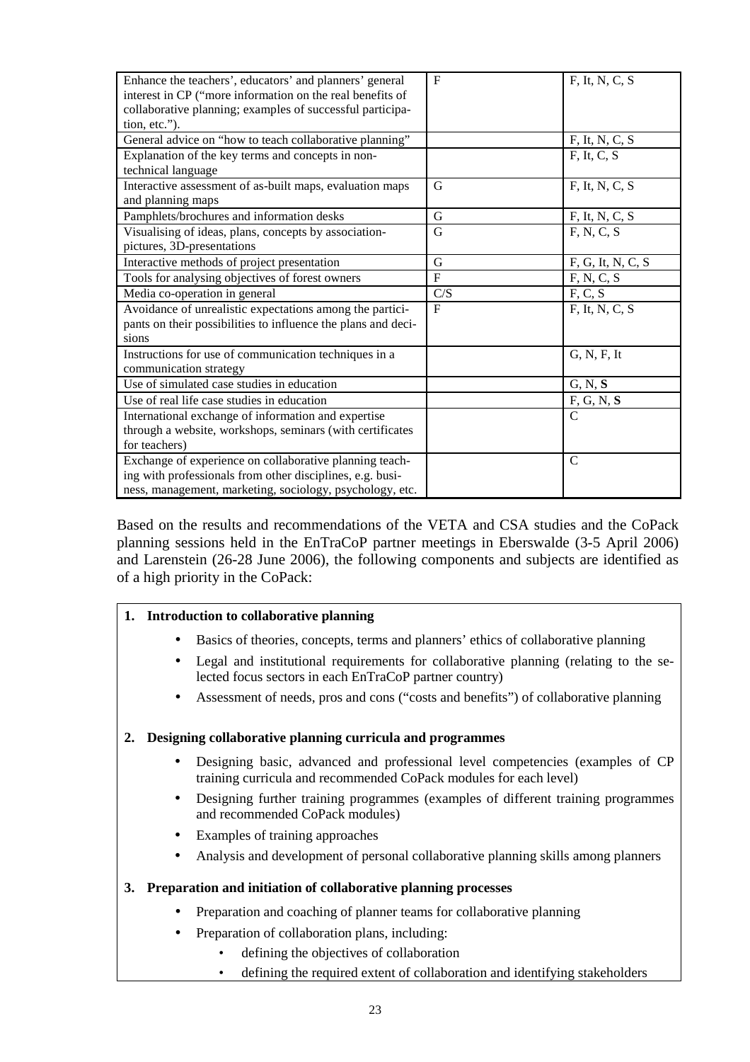| | | |
|---|---|---|
| Enhance the teachers', educators' and planners' general interest in CP ("more information on the real benefits of collaborative planning; examples of successful participation, etc."). | F | F, It, N, C, S |
| General advice on "how to teach collaborative planning" | | F, It, N, C, S |
| Explanation of the key terms and concepts in non-technical language | | F, It, C, S |
| Interactive assessment of as-built maps, evaluation maps and planning maps | G | F, It, N, C, S |
| Pamphlets/brochures and information desks | G | F, It, N, C, S |
| Visualising of ideas, plans, concepts by association-pictures, 3D-presentations | G | F, N, C, S |
| Interactive methods of project presentation | G | F, G, It, N, C, S |
| Tools for analysing objectives of forest owners | F | F, N, C, S |
| Media co-operation in general | C/S | F, C, S |
| Avoidance of unrealistic expectations among the participants on their possibilities to influence the plans and decisions | F | F, It, N, C, S |
| Instructions for use of communication techniques in a communication strategy | | G, N, F, It |
| Use of simulated case studies in education | | G, N, **S** |
| Use of real life case studies in education | | F, G, N, **S** |
| International exchange of information and expertise through a website, workshops, seminars (with certificates for teachers) | | C |
| Exchange of experience on collaborative planning teaching with professionals from other disciplines, e.g. business, management, marketing, sociology, psychology, etc. | | C |

Based on the results and recommendations of the VETA and CSA studies and the CoPack planning sessions held in the EnTraCoP partner meetings in Eberswalde (3-5 April 2006) and Larenstein (26-28 June 2006), the following components and subjects are identified as of a high priority in the CoPack:

1. **Introduction to collaborative planning**
   - Basics of theories, concepts, terms and planners' ethics of collaborative planning
   - Legal and institutional requirements for collaborative planning (relating to the selected focus sectors in each EnTraCoP partner country)
   - Assessment of needs, pros and cons ("costs and benefits") of collaborative planning

2. **Designing collaborative planning curricula and programmes**
   - Designing basic, advanced and professional level competencies (examples of CP training curricula and recommended CoPack modules for each level)
   - Designing further training programmes (examples of different training programmes and recommended CoPack modules)
   - Examples of training approaches
   - Analysis and development of personal collaborative planning skills among planners

3. **Preparation and initiation of collaborative planning processes**
   - Preparation and coaching of planner teams for collaborative planning
   - Preparation of collaboration plans, including:
     - defining the objectives of collaboration
     - defining the required extent of collaboration and identifying stakeholders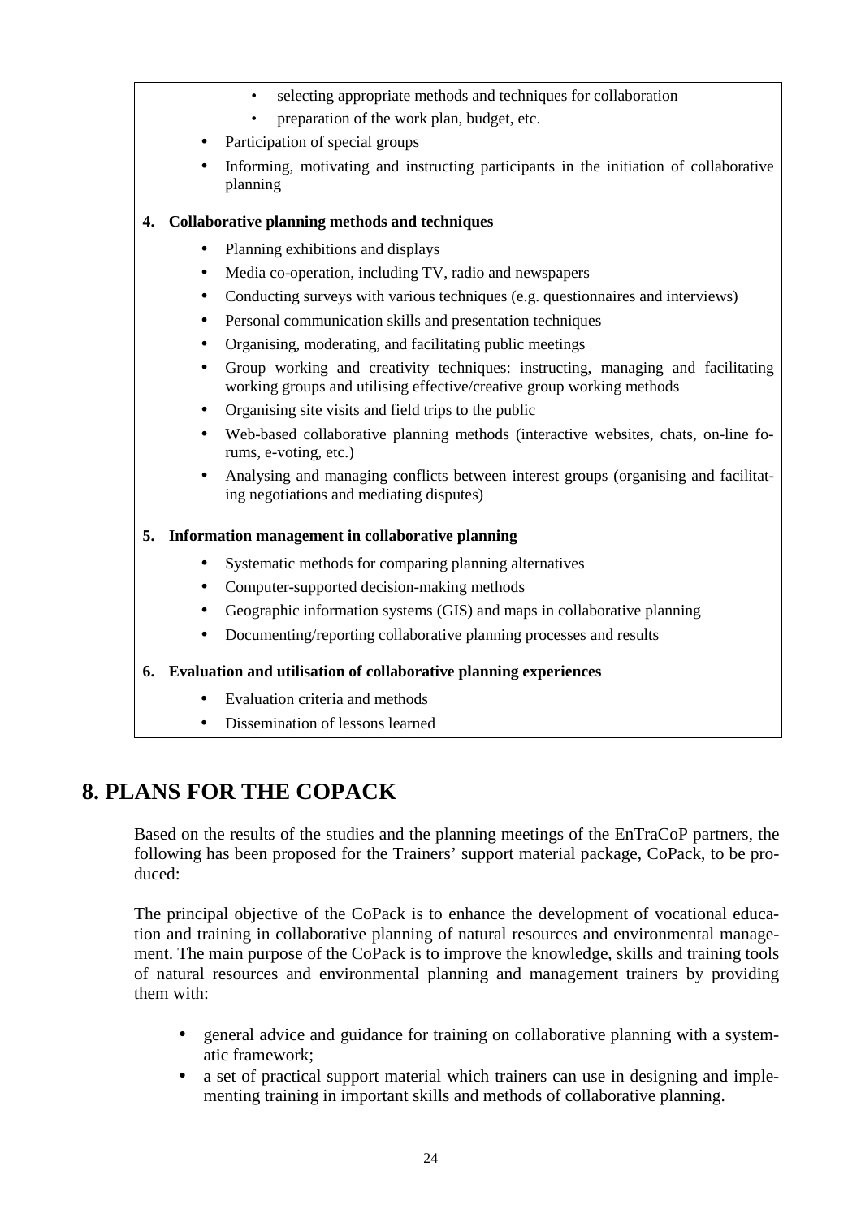- selecting appropriate methods and techniques for collaboration
- preparation of the work plan, budget, etc.

- Participation of special groups
- Informing, motivating and instructing participants in the initiation of collaborative planning

**4. Collaborative planning methods and techniques**

- Planning exhibitions and displays
- Media co-operation, including TV, radio and newspapers
- Conducting surveys with various techniques (e.g. questionnaires and interviews)
- Personal communication skills and presentation techniques
- Organising, moderating, and facilitating public meetings
- Group working and creativity techniques: instructing, managing and facilitating working groups and utilising effective/creative group working methods
- Organising site visits and field trips to the public
- Web-based collaborative planning methods (interactive websites, chats, on-line forums, e-voting, etc.)
- Analysing and managing conflicts between interest groups (organising and facilitating negotiations and mediating disputes)

**5. Information management in collaborative planning**

- Systematic methods for comparing planning alternatives
- Computer-supported decision-making methods
- Geographic information systems (GIS) and maps in collaborative planning
- Documenting/reporting collaborative planning processes and results

**6. Evaluation and utilisation of collaborative planning experiences**

- Evaluation criteria and methods
- Dissemination of lessons learned

# 8. PLANS FOR THE COPACK

Based on the results of the studies and the planning meetings of the EnTraCoP partners, the following has been proposed for the Trainers' support material package, CoPack, to be produced:

The principal objective of the CoPack is to enhance the development of vocational education and training in collaborative planning of natural resources and environmental management. The main purpose of the CoPack is to improve the knowledge, skills and training tools of natural resources and environmental planning and management trainers by providing them with:

- general advice and guidance for training on collaborative planning with a systematic framework;
- a set of practical support material which trainers can use in designing and implementing training in important skills and methods of collaborative planning.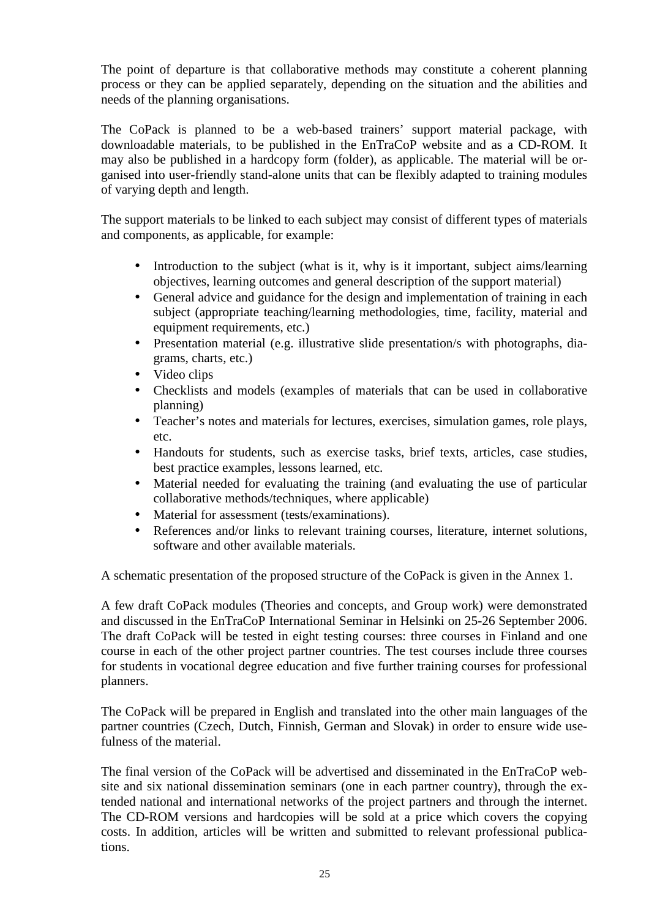The point of departure is that collaborative methods may constitute a coherent planning process or they can be applied separately, depending on the situation and the abilities and needs of the planning organisations.

The CoPack is planned to be a web-based trainers' support material package, with downloadable materials, to be published in the EnTraCoP website and as a CD-ROM. It may also be published in a hardcopy form (folder), as applicable. The material will be organised into user-friendly stand-alone units that can be flexibly adapted to training modules of varying depth and length.

The support materials to be linked to each subject may consist of different types of materials and components, as applicable, for example:

- Introduction to the subject (what is it, why is it important, subject aims/learning objectives, learning outcomes and general description of the support material)
- General advice and guidance for the design and implementation of training in each subject (appropriate teaching/learning methodologies, time, facility, material and equipment requirements, etc.)
- Presentation material (e.g. illustrative slide presentation/s with photographs, diagrams, charts, etc.)
- Video clips
- Checklists and models (examples of materials that can be used in collaborative planning)
- Teacher's notes and materials for lectures, exercises, simulation games, role plays, etc.
- Handouts for students, such as exercise tasks, brief texts, articles, case studies, best practice examples, lessons learned, etc.
- Material needed for evaluating the training (and evaluating the use of particular collaborative methods/techniques, where applicable)
- Material for assessment (tests/examinations).
- References and/or links to relevant training courses, literature, internet solutions, software and other available materials.

A schematic presentation of the proposed structure of the CoPack is given in the Annex 1.

A few draft CoPack modules (Theories and concepts, and Group work) were demonstrated and discussed in the EnTraCoP International Seminar in Helsinki on 25-26 September 2006. The draft CoPack will be tested in eight testing courses: three courses in Finland and one course in each of the other project partner countries. The test courses include three courses for students in vocational degree education and five further training courses for professional planners.

The CoPack will be prepared in English and translated into the other main languages of the partner countries (Czech, Dutch, Finnish, German and Slovak) in order to ensure wide usefulness of the material.

The final version of the CoPack will be advertised and disseminated in the EnTraCoP website and six national dissemination seminars (one in each partner country), through the extended national and international networks of the project partners and through the internet. The CD-ROM versions and hardcopies will be sold at a price which covers the copying costs. In addition, articles will be written and submitted to relevant professional publications.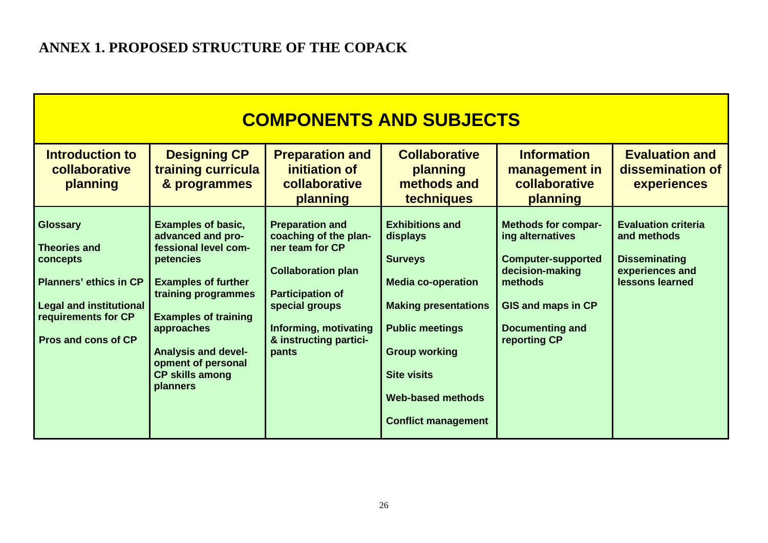# ANNEX 1. PROPOSED STRUCTURE OF THE COPACK

| COMPONENTS AND SUBJECTS | | | | | |
|---|---|---|---|---|---|
| **Introduction to collaborative planning** | **Designing CP training curricula & programmes** | **Preparation and initiation of collaborative planning** | **Collaborative planning methods and techniques** | **Information management in collaborative planning** | **Evaluation and dissemination of experiences** |
| **Glossary**<br><br>**Theories and concepts**<br><br>**Planners' ethics in CP**<br><br>**Legal and institutional requirements for CP**<br><br>**Pros and cons of CP** | **Examples of basic, advanced and professional level competencies**<br><br>**Examples of further training programmes**<br><br>**Examples of training approaches**<br><br>**Analysis and development of personal CP skills among planners** | **Preparation and coaching of the planner team for CP**<br><br>**Collaboration plan**<br><br>**Participation of special groups**<br><br>**Informing, motivating & instructing participants** | **Exhibitions and displays**<br><br>**Surveys**<br><br>**Media co-operation**<br><br>**Making presentations**<br><br>**Public meetings**<br><br>**Group working**<br><br>**Site visits**<br><br>**Web-based methods**<br><br>**Conflict management** | **Methods for comparing alternatives**<br><br>**Computer-supported decision-making methods**<br><br>**GIS and maps in CP**<br><br>**Documenting and reporting CP** | **Evaluation criteria and methods**<br><br>**Disseminating experiences and lessons learned** |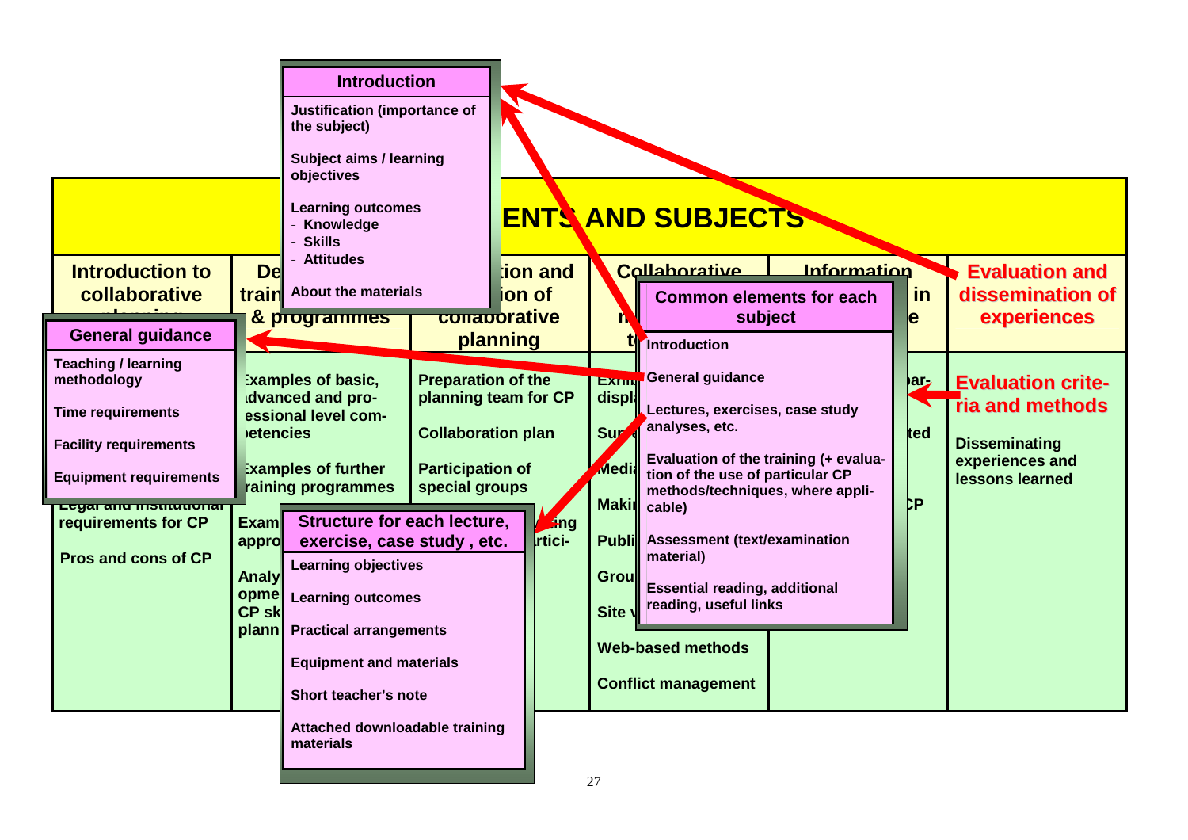## ELEMENTS AND SUBJECTS

| Introduction to collaborative planning | Development of training & programmes | Preparation and facilitation of collaborative planning | Collaborative methods and techniques | Information management in collaborative planning | Evaluation and dissemination of experiences |
|---|---|---|---|---|---|
| Legal and institutional requirements for CP | Examples of basic, advanced and professional level competencies | Preparation of the planning team for CP | Exhibitions, displays | Preparing... | Evaluation criteria and methods |
| Pros and cons of CP | Examples of further training programmes | Collaboration plan | Surveys | ...ted | Disseminating experiences and lessons learned |
| | Examples of approaches | Participation of special groups | Media | ...CP | |
| | Analysis of development of CP skills in planning | ...ing participation | Making... | | |
| | | | Public... | | |
| | | | Group... | | |
| | | | Site visits | | |
| | | | Web-based methods | | |
| | | | Conflict management | | |

### Introduction

- Justification (importance of the subject)
- Subject aims / learning objectives
- Learning outcomes
  - Knowledge
  - Skills
  - Attitudes
- About the materials

### General guidance

- Teaching / learning methodology
- Time requirements
- Facility requirements
- Equipment requirements

### Common elements for each subject

- Introduction
- General guidance
- Lectures, exercises, case study analyses, etc.
- Evaluation of the training (+ evaluation of the use of particular CP methods/techniques, where applicable)
- Assessment (text/examination material)
- Essential reading, additional reading, useful links

### Structure for each lecture, exercise, case study, etc.

- Learning objectives
- Learning outcomes
- Practical arrangements
- Equipment and materials
- Short teacher's note
- Attached downloadable training materials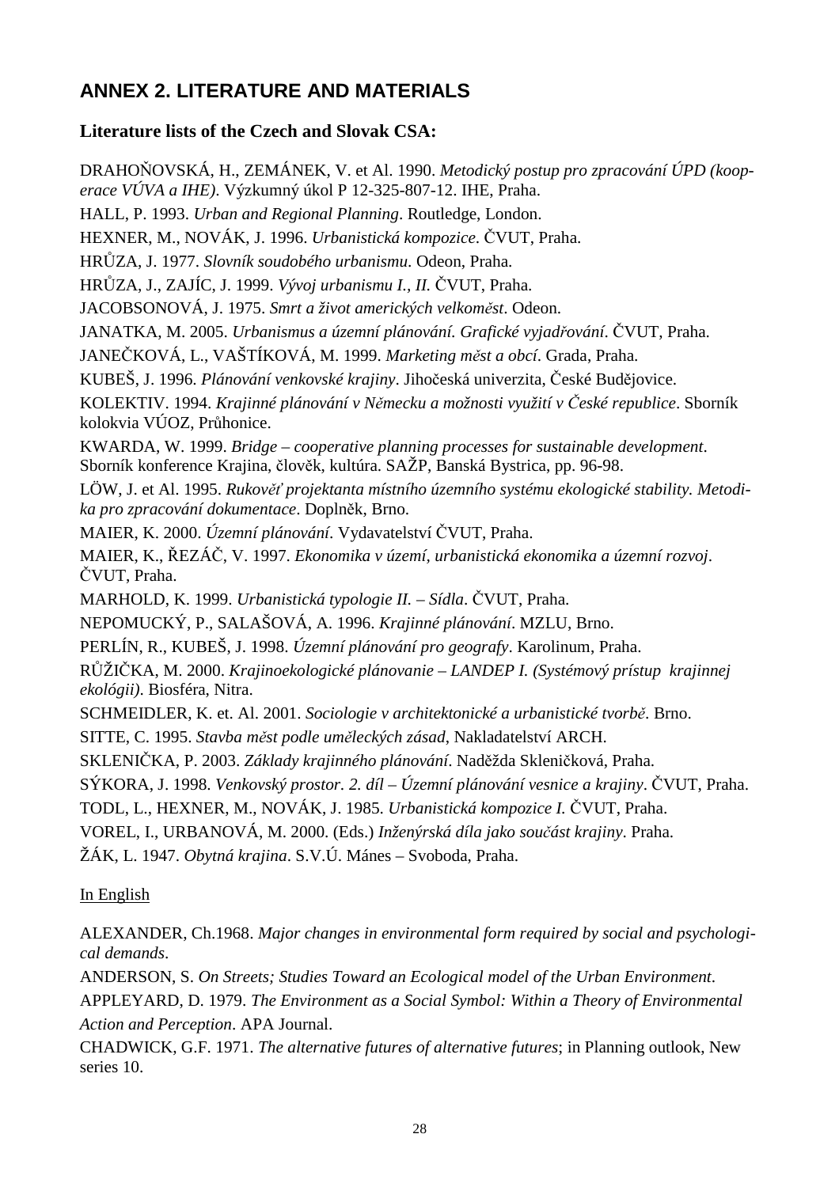## ANNEX 2. LITERATURE AND MATERIALS

### Literature lists of the Czech and Slovak CSA:

DRAHOŇOVSKÁ, H., ZEMÁNEK, V. et Al. 1990. *Metodický postup pro zpracování ÚPD (kooperace VÚVA a IHE)*. Výzkumný úkol P 12-325-807-12. IHE, Praha.

HALL, P. 1993. *Urban and Regional Planning*. Routledge, London.

HEXNER, M., NOVÁK, J. 1996. *Urbanistická kompozice*. ČVUT, Praha.

HRŮZA, J. 1977. *Slovník soudobého urbanismu*. Odeon, Praha.

HRŮZA, J., ZAJÍC, J. 1999. *Vývoj urbanismu I., II.* ČVUT, Praha.

JACOBSONOVÁ, J. 1975. *Smrt a život amerických velkoměst*. Odeon.

JANATKA, M. 2005. *Urbanismus a územní plánování. Grafické vyjadřování*. ČVUT, Praha.

JANEČKOVÁ, L., VAŠTÍKOVÁ, M. 1999. *Marketing měst a obcí*. Grada, Praha.

KUBEŠ, J. 1996. *Plánování venkovské krajiny*. Jihočeská univerzita, České Budějovice.

KOLEKTIV. 1994. *Krajinné plánování v Německu a možnosti využití v České republice*. Sborník kolokvia VÚOZ, Průhonice.

KWARDA, W. 1999. *Bridge – cooperative planning processes for sustainable development*. Sborník konference Krajina, člověk, kultúra. SAŽP, Banská Bystrica, pp. 96-98.

LÖW, J. et Al. 1995. *Rukověť projektanta místního územního systému ekologické stability. Metodika pro zpracování dokumentace*. Doplněk, Brno.

MAIER, K. 2000. *Územní plánování*. Vydavatelství ČVUT, Praha.

MAIER, K., ŘEZÁČ, V. 1997. *Ekonomika v území, urbanistická ekonomika a územní rozvoj*. ČVUT, Praha.

MARHOLD, K. 1999. *Urbanistická typologie II. – Sídla*. ČVUT, Praha.

NEPOMUCKÝ, P., SALAŠOVÁ, A. 1996. *Krajinné plánování*. MZLU, Brno.

PERLÍN, R., KUBEŠ, J. 1998. *Územní plánování pro geografy*. Karolinum, Praha.

RŮŽIČKA, M. 2000. *Krajinoekologické plánovanie – LANDEP I. (Systémový prístup krajinnej ekológii)*. Biosféra, Nitra.

SCHMEIDLER, K. et. Al. 2001. *Sociologie v architektonické a urbanistické tvorbě*. Brno.

SITTE, C. 1995. *Stavba měst podle uměleckých zásad*, Nakladatelství ARCH.

SKLENIČKA, P. 2003. *Základy krajinného plánování*. Naděžda Skleničková, Praha.

SÝKORA, J. 1998. *Venkovský prostor. 2. díl – Územní plánování vesnice a krajiny*. ČVUT, Praha.

TODL, L., HEXNER, M., NOVÁK, J. 1985. *Urbanistická kompozice I.* ČVUT, Praha.

VOREL, I., URBANOVÁ, M. 2000. (Eds.) *Inženýrská díla jako součást krajiny*. Praha.

ŽÁK, L. 1947. *Obytná krajina*. S.V.Ú. Mánes – Svoboda, Praha.

In English

ALEXANDER, Ch.1968. *Major changes in environmental form required by social and psychological demands*.

ANDERSON, S. *On Streets; Studies Toward an Ecological model of the Urban Environment*.

APPLEYARD, D. 1979. *The Environment as a Social Symbol: Within a Theory of Environmental Action and Perception*. APA Journal.

CHADWICK, G.F. 1971. *The alternative futures of alternative futures*; in Planning outlook, New series 10.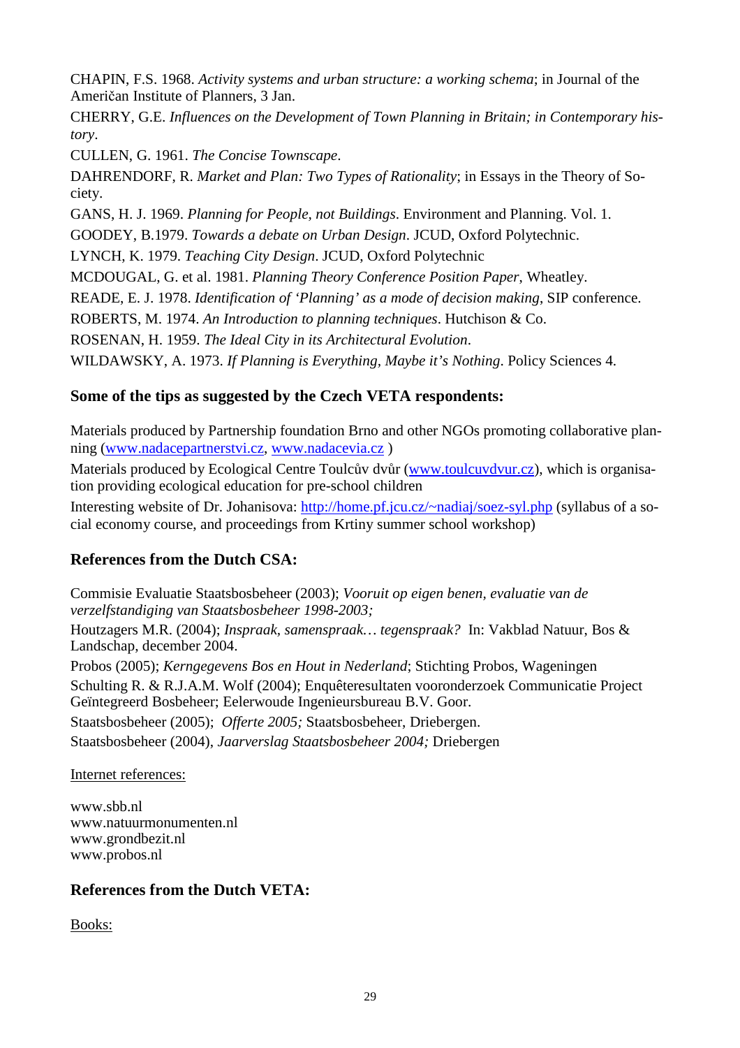CHAPIN, F.S. 1968. *Activity systems and urban structure: a working schema*; in Journal of the Americčan Institute of Planners, 3 Jan.

CHERRY, G.E. *Influences on the Development of Town Planning in Britain; in Contemporary history*.

CULLEN, G. 1961. *The Concise Townscape*.

DAHRENDORF, R. *Market and Plan: Two Types of Rationality*; in Essays in the Theory of Society.

GANS, H. J. 1969. *Planning for People, not Buildings*. Environment and Planning. Vol. 1.

GOODEY, B.1979. *Towards a debate on Urban Design*. JCUD, Oxford Polytechnic.

LYNCH, K. 1979. *Teaching City Design*. JCUD, Oxford Polytechnic

MCDOUGAL, G. et al. 1981. *Planning Theory Conference Position Paper*, Wheatley.

READE, E. J. 1978. *Identification of 'Planning' as a mode of decision making*, SIP conference.

ROBERTS, M. 1974. *An Introduction to planning techniques*. Hutchison & Co.

ROSENAN, H. 1959. *The Ideal City in its Architectural Evolution*.

WILDAWSKY, A. 1973. *If Planning is Everything, Maybe it's Nothing*. Policy Sciences 4.

### Some of the tips as suggested by the Czech VETA respondents:

Materials produced by Partnership foundation Brno and other NGOs promoting collaborative planning (www.nadacepartnerstvi.cz, www.nadacevia.cz )

Materials produced by Ecological Centre Toulcův dvůr (www.toulcuvdvur.cz), which is organisation providing ecological education for pre-school children

Interesting website of Dr. Johanisova: http://home.pf.jcu.cz/~nadiaj/soez-syl.php (syllabus of a social economy course, and proceedings from Krtiny summer school workshop)

### References from the Dutch CSA:

Commisie Evaluatie Staatsbosbeheer (2003); *Vooruit op eigen benen, evaluatie van de verzelfstandiging van Staatsbosbeheer 1998-2003;*

Houtzagers M.R. (2004); *Inspraak, samenspraak… tegenspraak?* In: Vakblad Natuur, Bos & Landschap, december 2004.

Probos (2005); *Kerngegevens Bos en Hout in Nederland*; Stichting Probos, Wageningen

Schulting R. & R.J.A.M. Wolf (2004); Enquêteresultaten vooronderzoek Communicatie Project Geïntegreerd Bosbeheer; Eelerwoude Ingenieursbureau B.V. Goor.

Staatsbosbeheer (2005); *Offerte 2005;* Staatsbosbeheer, Driebergen.

Staatsbosbeheer (2004), *Jaarverslag Staatsbosbeheer 2004;* Driebergen

Internet references:

www.sbb.nl
www.natuurmonumenten.nl
www.grondbezit.nl
www.probos.nl

### References from the Dutch VETA:

Books: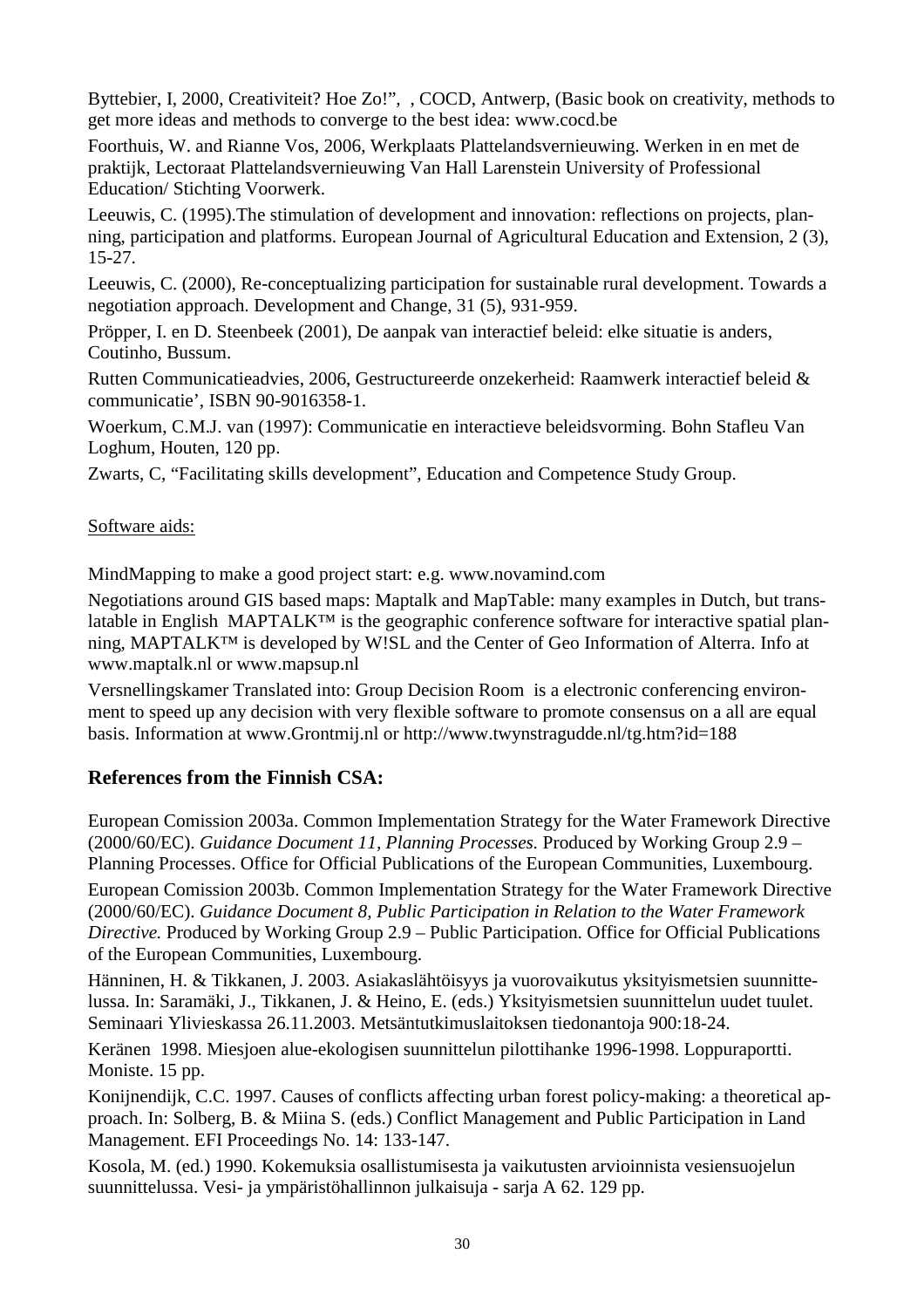Byttebier, I, 2000, Creativiteit? Hoe Zo!", , COCD, Antwerp, (Basic book on creativity, methods to get more ideas and methods to converge to the best idea: www.cocd.be

Foorthuis, W. and Rianne Vos, 2006, Werkplaats Plattelandsvernieuwing. Werken in en met de praktijk, Lectoraat Plattelandsvernieuwing Van Hall Larenstein University of Professional Education/ Stichting Voorwerk.

Leeuwis, C. (1995).The stimulation of development and innovation: reflections on projects, planning, participation and platforms. European Journal of Agricultural Education and Extension, 2 (3), 15-27.

Leeuwis, C. (2000), Re-conceptualizing participation for sustainable rural development. Towards a negotiation approach. Development and Change, 31 (5), 931-959.

Pröpper, I. en D. Steenbeek (2001), De aanpak van interactief beleid: elke situatie is anders, Coutinho, Bussum.

Rutten Communicatieadvies, 2006, Gestructureerde onzekerheid: Raamwerk interactief beleid & communicatie', ISBN 90-9016358-1.

Woerkum, C.M.J. van (1997): Communicatie en interactieve beleidsvorming. Bohn Stafleu Van Loghum, Houten, 120 pp.

Zwarts, C, "Facilitating skills development", Education and Competence Study Group.

Software aids:

MindMapping to make a good project start: e.g. www.novamind.com

Negotiations around GIS based maps: Maptalk and MapTable: many examples in Dutch, but translatable in English MAPTALK™ is the geographic conference software for interactive spatial planning, MAPTALK™ is developed by W!SL and the Center of Geo Information of Alterra. Info at www.maptalk.nl or www.mapsup.nl

Versnellingskamer Translated into: Group Decision Room is a electronic conferencing environment to speed up any decision with very flexible software to promote consensus on a all are equal basis. Information at www.Grontmij.nl or http://www.twynstragudde.nl/tg.htm?id=188

## References from the Finnish CSA:

European Comission 2003a. Common Implementation Strategy for the Water Framework Directive (2000/60/EC). *Guidance Document 11, Planning Processes.* Produced by Working Group 2.9 – Planning Processes. Office for Official Publications of the European Communities, Luxembourg.

European Comission 2003b. Common Implementation Strategy for the Water Framework Directive (2000/60/EC). *Guidance Document 8, Public Participation in Relation to the Water Framework Directive.* Produced by Working Group 2.9 – Public Participation. Office for Official Publications of the European Communities, Luxembourg.

Hänninen, H. & Tikkanen, J. 2003. Asiakaslähtöisyys ja vuorovaikutus yksityismetsien suunnittelussa. In: Saramäki, J., Tikkanen, J. & Heino, E. (eds.) Yksityismetsien suunnittelun uudet tuulet. Seminaari Ylivieskassa 26.11.2003. Metsäntutkimuslaitoksen tiedonantoja 900:18-24.

Keränen 1998. Miesjoen alue-ekologisen suunnittelun pilottihanke 1996-1998. Loppuraportti. Moniste. 15 pp.

Konijnendijk, C.C. 1997. Causes of conflicts affecting urban forest policy-making: a theoretical approach. In: Solberg, B. & Miina S. (eds.) Conflict Management and Public Participation in Land Management. EFI Proceedings No. 14: 133-147.

Kosola, M. (ed.) 1990. Kokemuksia osallistumisesta ja vaikutusten arvioinnista vesiensuojelun suunnittelussa. Vesi- ja ympäristöhallinnon julkaisuja - sarja A 62. 129 pp.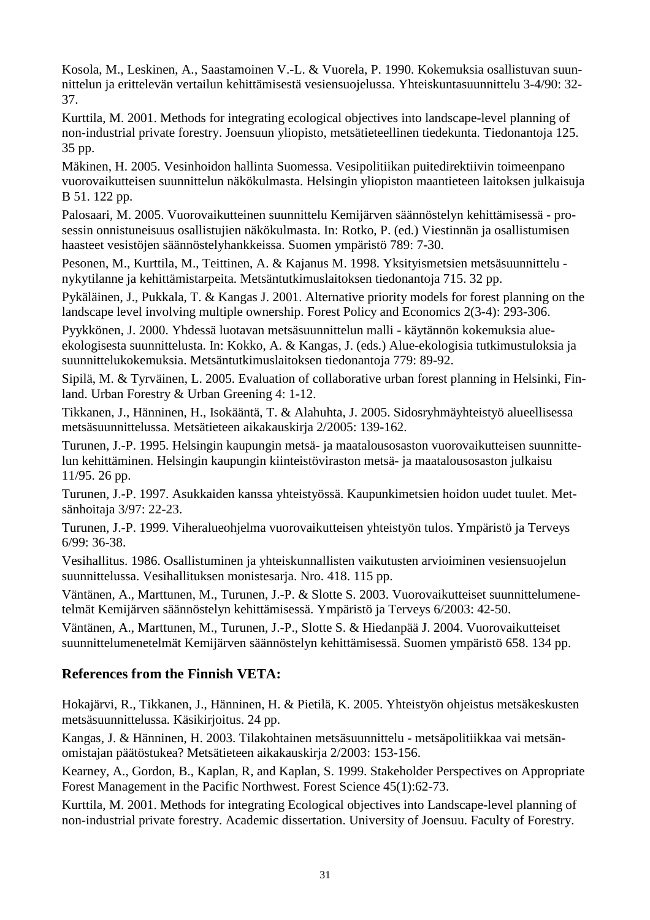Kosola, M., Leskinen, A., Saastamoinen V.-L. & Vuorela, P. 1990. Kokemuksia osallistuvan suunnittelun ja erittelevän vertailun kehittämisestä vesiensuojelussa. Yhteiskuntasuunnittelu 3-4/90: 32-37.

Kurttila, M. 2001. Methods for integrating ecological objectives into landscape-level planning of non-industrial private forestry. Joensuun yliopisto, metsätieteellinen tiedekunta. Tiedonantoja 125. 35 pp.

Mäkinen, H. 2005. Vesinhoidon hallinta Suomessa. Vesipolitiikan puitedirektiivin toimeenpano vuorovaikutteisen suunnittelun näkökulmasta. Helsingin yliopiston maantieteen laitoksen julkaisuja B 51. 122 pp.

Palosaari, M. 2005. Vuorovaikutteinen suunnittelu Kemijärven säännöstelyn kehittämisessä - prosessin onnistuneisuus osallistujien näkökulmasta. In: Rotko, P. (ed.) Viestinnän ja osallistumisen haasteet vesistöjen säännöstelyhankkeissa. Suomen ympäristö 789: 7-30.

Pesonen, M., Kurttila, M., Teittinen, A. & Kajanus M. 1998. Yksityismetsien metsäsuunnittelu - nykytilanne ja kehittämistarpeita. Metsäntutkimuslaitoksen tiedonantoja 715. 32 pp.

Pykäläinen, J., Pukkala, T. & Kangas J. 2001. Alternative priority models for forest planning on the landscape level involving multiple ownership. Forest Policy and Economics 2(3-4): 293-306.

Pyykkönen, J. 2000. Yhdessä luotavan metsäsuunnittelun malli - käytännön kokemuksia alue-ekologisesta suunnittelusta. In: Kokko, A. & Kangas, J. (eds.) Alue-ekologisia tutkimustuloksia ja suunnittelukokemuksia. Metsäntutkimuslaitoksen tiedonantoja 779: 89-92.

Sipilä, M. & Tyrväinen, L. 2005. Evaluation of collaborative urban forest planning in Helsinki, Finland. Urban Forestry & Urban Greening 4: 1-12.

Tikkanen, J., Hänninen, H., Isokääntä, T. & Alahuhta, J. 2005. Sidosryhmäyhteistyö alueellisessa metsäsuunnittelussa. Metsätieteen aikakauskirja 2/2005: 139-162.

Turunen, J.-P. 1995. Helsingin kaupungin metsä- ja maatalousosaston vuorovaikutteisen suunnittelun kehittäminen. Helsingin kaupungin kiinteistöviraston metsä- ja maatalousosaston julkaisu 11/95. 26 pp.

Turunen, J.-P. 1997. Asukkaiden kanssa yhteistyössä. Kaupunkimetsien hoidon uudet tuulet. Metsänhoitaja 3/97: 22-23.

Turunen, J.-P. 1999. Viheralueohjelma vuorovaikutteisen yhteistyön tulos. Ympäristö ja Terveys 6/99: 36-38.

Vesihallitus. 1986. Osallistuminen ja yhteiskunnallisten vaikutusten arvioiminen vesiensuojelun suunnittelussa. Vesihallituksen monistesarja. Nro. 418. 115 pp.

Väntänen, A., Marttunen, M., Turunen, J.-P. & Slotte S. 2003. Vuorovaikutteiset suunnittelumenetelmät Kemijärven säännöstelyn kehittämisessä. Ympäristö ja Terveys 6/2003: 42-50.

Väntänen, A., Marttunen, M., Turunen, J.-P., Slotte S. & Hiedanpää J. 2004. Vuorovaikutteiset suunnittelumenetelmät Kemijärven säännöstelyn kehittämisessä. Suomen ympäristö 658. 134 pp.

## References from the Finnish VETA:

Hokajärvi, R., Tikkanen, J., Hänninen, H. & Pietilä, K. 2005. Yhteistyön ohjeistus metsäkeskusten metsäsuunnittelussa. Käsikirjoitus. 24 pp.

Kangas, J. & Hänninen, H. 2003. Tilakohtainen metsäsuunnittelu - metsäpolitiikkaa vai metsänomistajan päätöstukea? Metsätieteen aikakauskirja 2/2003: 153-156.

Kearney, A., Gordon, B., Kaplan, R, and Kaplan, S. 1999. Stakeholder Perspectives on Appropriate Forest Management in the Pacific Northwest. Forest Science 45(1):62-73.

Kurttila, M. 2001. Methods for integrating Ecological objectives into Landscape-level planning of non-industrial private forestry. Academic dissertation. University of Joensuu. Faculty of Forestry.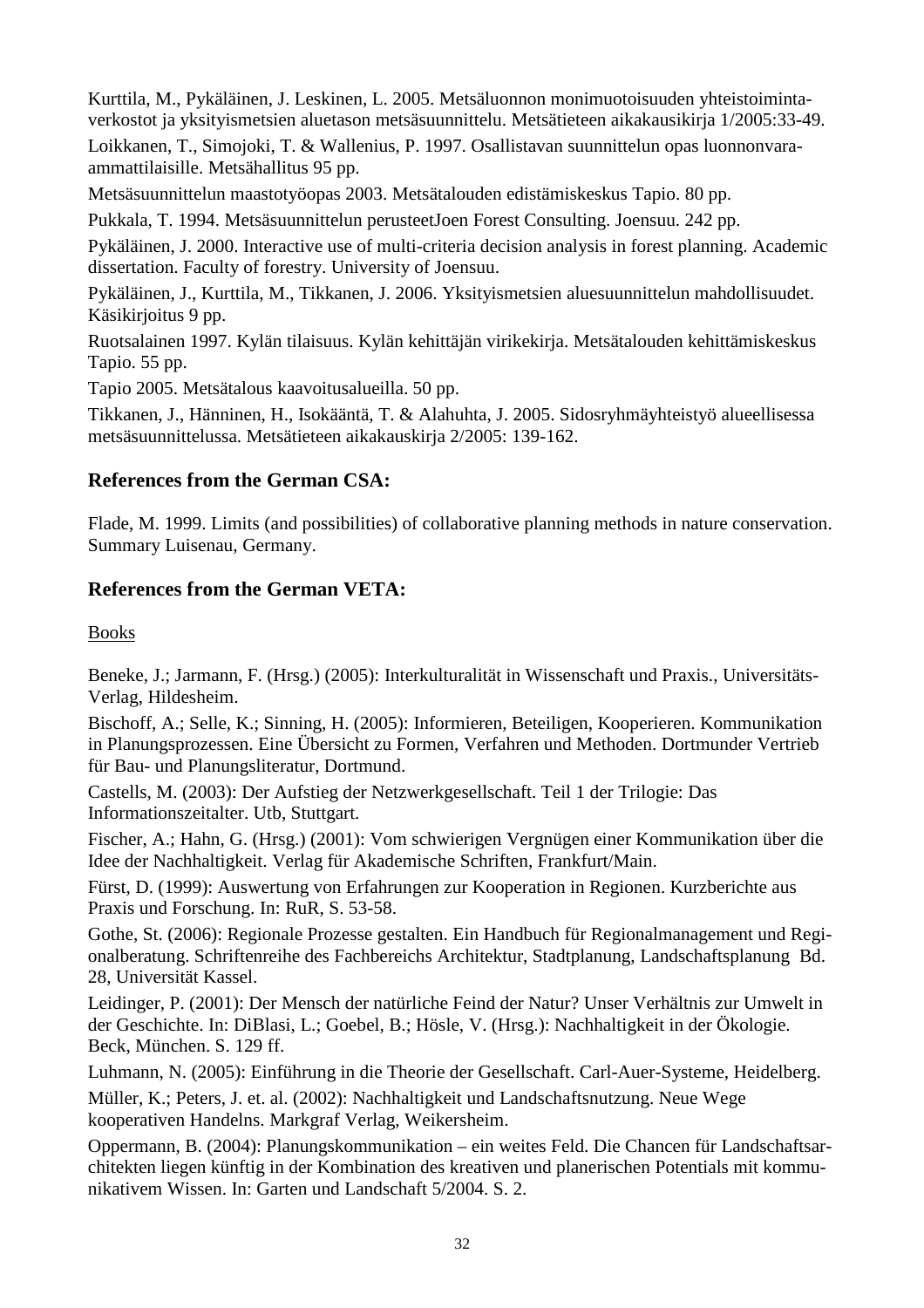Kurttila, M., Pykäläinen, J. Leskinen, L. 2005. Metsäluonnon monimuotoisuuden yhteistoiminta-verkostot ja yksityismetsien aluetason metsäsuunnittelu. Metsätieteen aikakausikirja 1/2005:33-49.

Loikkanen, T., Simojoki, T. & Wallenius, P. 1997. Osallistavan suunnittelun opas luonnonvara-ammattilaisille. Metsähallitus 95 pp.

Metsäsuunnittelun maastotyöopas 2003. Metsätalouden edistämiskeskus Tapio. 80 pp.

Pukkala, T. 1994. Metsäsuunnittelun perusteetJoen Forest Consulting. Joensuu. 242 pp.

Pykäläinen, J. 2000. Interactive use of multi-criteria decision analysis in forest planning. Academic dissertation. Faculty of forestry. University of Joensuu.

Pykäläinen, J., Kurttila, M., Tikkanen, J. 2006. Yksityismetsien aluesuunnittelun mahdollisuudet. Käsikirjoitus 9 pp.

Ruotsalainen 1997. Kylän tilaisuus. Kylän kehittäjän virikekirja. Metsätalouden kehittämiskeskus Tapio. 55 pp.

Tapio 2005. Metsätalous kaavoitusalueilla. 50 pp.

Tikkanen, J., Hänninen, H., Isokääntä, T. & Alahuhta, J. 2005. Sidosryhmäyhteistyö alueellisessa metsäsuunnittelussa. Metsätieteen aikakauskirja 2/2005: 139-162.

### References from the German CSA:

Flade, M. 1999. Limits (and possibilities) of collaborative planning methods in nature conservation. Summary Luisenau, Germany.

### References from the German VETA:

Books

Beneke, J.; Jarmann, F. (Hrsg.) (2005): Interkulturalität in Wissenschaft und Praxis., Universitäts-Verlag, Hildesheim.

Bischoff, A.; Selle, K.; Sinning, H. (2005): Informieren, Beteiligen, Kooperieren. Kommunikation in Planungsprozessen. Eine Übersicht zu Formen, Verfahren und Methoden. Dortmunder Vertrieb für Bau- und Planungsliteratur, Dortmund.

Castells, M. (2003): Der Aufstieg der Netzwerkgesellschaft. Teil 1 der Trilogie: Das Informationszeitalter. Utb, Stuttgart.

Fischer, A.; Hahn, G. (Hrsg.) (2001): Vom schwierigen Vergnügen einer Kommunikation über die Idee der Nachhaltigkeit. Verlag für Akademische Schriften, Frankfurt/Main.

Fürst, D. (1999): Auswertung von Erfahrungen zur Kooperation in Regionen. Kurzberichte aus Praxis und Forschung. In: RuR, S. 53-58.

Gothe, St. (2006): Regionale Prozesse gestalten. Ein Handbuch für Regionalmanagement und Regionalberatung. Schriftenreihe des Fachbereichs Architektur, Stadtplanung, Landschaftsplanung Bd. 28, Universität Kassel.

Leidinger, P. (2001): Der Mensch der natürliche Feind der Natur? Unser Verhältnis zur Umwelt in der Geschichte. In: DiBlasi, L.; Goebel, B.; Hösle, V. (Hrsg.): Nachhaltigkeit in der Ökologie. Beck, München. S. 129 ff.

Luhmann, N. (2005): Einführung in die Theorie der Gesellschaft. Carl-Auer-Systeme, Heidelberg.

Müller, K.; Peters, J. et. al. (2002): Nachhaltigkeit und Landschaftsnutzung. Neue Wege kooperativen Handelns. Markgraf Verlag, Weikersheim.

Oppermann, B. (2004): Planungskommunikation – ein weites Feld. Die Chancen für Landschaftsarchitekten liegen künftig in der Kombination des kreativen und planerischen Potentials mit kommunikativem Wissen. In: Garten und Landschaft 5/2004. S. 2.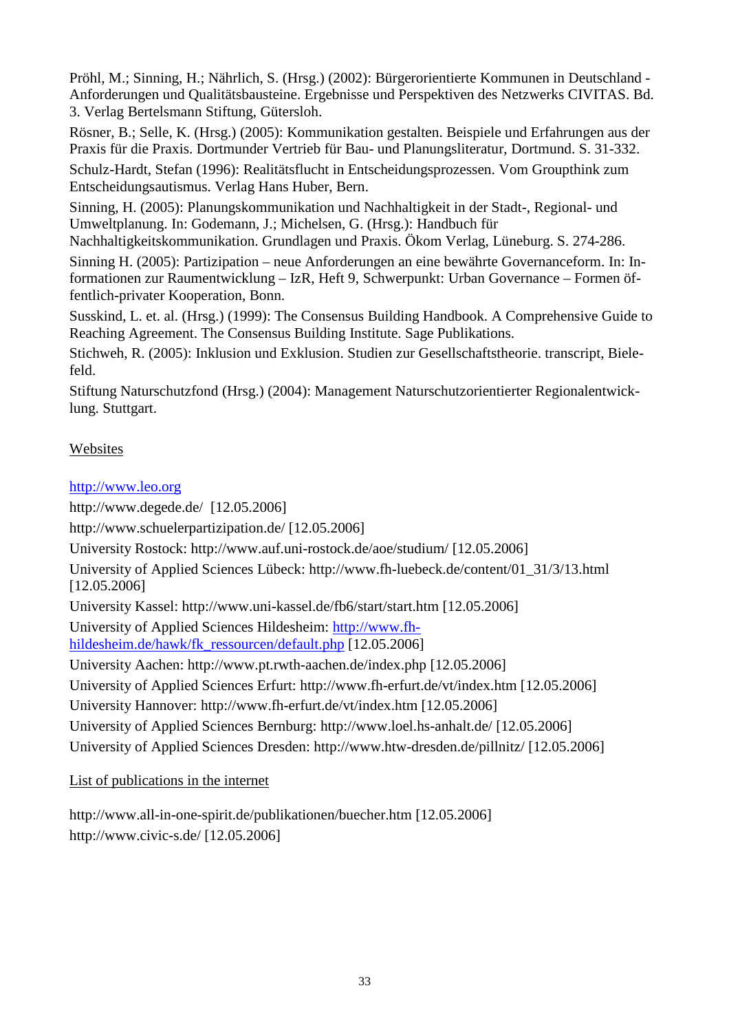Pröhl, M.; Sinning, H.; Nährlich, S. (Hrsg.) (2002): Bürgerorientierte Kommunen in Deutschland - Anforderungen und Qualitätsbausteine. Ergebnisse und Perspektiven des Netzwerks CIVITAS. Bd. 3. Verlag Bertelsmann Stiftung, Gütersloh.

Rösner, B.; Selle, K. (Hrsg.) (2005): Kommunikation gestalten. Beispiele und Erfahrungen aus der Praxis für die Praxis. Dortmunder Vertrieb für Bau- und Planungsliteratur, Dortmund. S. 31-332.

Schulz-Hardt, Stefan (1996): Realitätsflucht in Entscheidungsprozessen. Vom Groupthink zum Entscheidungsautismus. Verlag Hans Huber, Bern.

Sinning, H. (2005): Planungskommunikation und Nachhaltigkeit in der Stadt-, Regional- und Umweltplanung. In: Godemann, J.; Michelsen, G. (Hrsg.): Handbuch für Nachhaltigkeitskommunikation. Grundlagen und Praxis. Ökom Verlag, Lüneburg. S. 274-286.

Sinning H. (2005): Partizipation – neue Anforderungen an eine bewährte Governanceform. In: Informationen zur Raumentwicklung – IzR, Heft 9, Schwerpunkt: Urban Governance – Formen öffentlich-privater Kooperation, Bonn.

Susskind, L. et. al. (Hrsg.) (1999): The Consensus Building Handbook. A Comprehensive Guide to Reaching Agreement. The Consensus Building Institute. Sage Publikations.

Stichweh, R. (2005): Inklusion und Exklusion. Studien zur Gesellschaftstheorie. transcript, Bielefeld.

Stiftung Naturschutzfond (Hrsg.) (2004): Management Naturschutzorientierter Regionalentwicklung. Stuttgart.

Websites

http://www.leo.org

http://www.degede.de/ [12.05.2006]

http://www.schuelerpartizipation.de/ [12.05.2006]

University Rostock: http://www.auf.uni-rostock.de/aoe/studium/ [12.05.2006]

University of Applied Sciences Lübeck: http://www.fh-luebeck.de/content/01_31/3/13.html [12.05.2006]

University Kassel: http://www.uni-kassel.de/fb6/start/start.htm [12.05.2006]

University of Applied Sciences Hildesheim: http://www.fh-hildesheim.de/hawk/fk_ressourcen/default.php [12.05.2006]

University Aachen: http://www.pt.rwth-aachen.de/index.php [12.05.2006]

University of Applied Sciences Erfurt: http://www.fh-erfurt.de/vt/index.htm [12.05.2006]

University Hannover: http://www.fh-erfurt.de/vt/index.htm [12.05.2006]

University of Applied Sciences Bernburg: http://www.loel.hs-anhalt.de/ [12.05.2006]

University of Applied Sciences Dresden: http://www.htw-dresden.de/pillnitz/ [12.05.2006]

List of publications in the internet

http://www.all-in-one-spirit.de/publikationen/buecher.htm [12.05.2006]

http://www.civic-s.de/ [12.05.2006]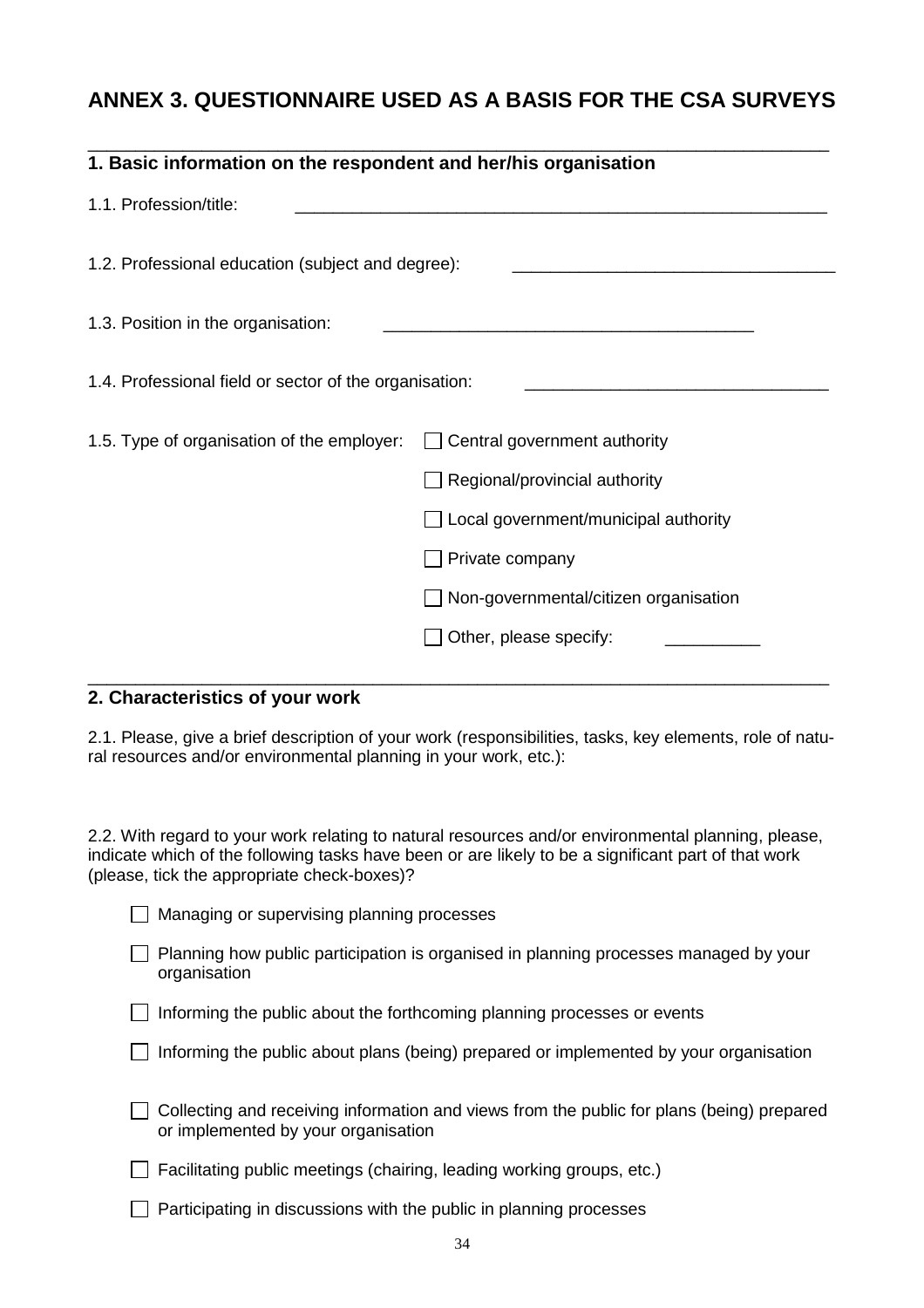# ANNEX 3. QUESTIONNAIRE USED AS A BASIS FOR THE CSA SURVEYS

---

## 1. Basic information on the respondent and her/his organisation

1.1. Profession/title: \_\_\_\_\_\_\_\_\_\_\_\_\_\_\_\_\_\_\_\_\_\_\_\_\_\_\_\_\_\_\_\_\_\_\_\_\_\_\_\_\_\_\_\_\_\_\_\_\_\_\_\_

1.2. Professional education (subject and degree): \_\_\_\_\_\_\_\_\_\_\_\_\_\_\_\_\_\_\_\_\_\_\_\_\_\_\_\_\_\_\_\_\_\_

1.3. Position in the organisation: \_\_\_\_\_\_\_\_\_\_\_\_\_\_\_\_\_\_\_\_\_\_\_\_\_\_\_\_\_\_\_\_\_\_\_\_\_\_\_

1.4. Professional field or sector of the organisation: \_\_\_\_\_\_\_\_\_\_\_\_\_\_\_\_\_\_\_\_\_\_\_\_\_\_\_\_\_\_\_\_

1.5. Type of organisation of the employer:

- ☐ Central government authority
- ☐ Regional/provincial authority
- ☐ Local government/municipal authority
- ☐ Private company
- ☐ Non-governmental/citizen organisation
- ☐ Other, please specify: \_\_\_\_\_\_\_\_\_\_

---

## 2. Characteristics of your work

2.1. Please, give a brief description of your work (responsibilities, tasks, key elements, role of natural resources and/or environmental planning in your work, etc.):

2.2. With regard to your work relating to natural resources and/or environmental planning, please, indicate which of the following tasks have been or are likely to be a significant part of that work (please, tick the appropriate check-boxes)?

- ☐ Managing or supervising planning processes
- ☐ Planning how public participation is organised in planning processes managed by your organisation
- ☐ Informing the public about the forthcoming planning processes or events
- ☐ Informing the public about plans (being) prepared or implemented by your organisation
- ☐ Collecting and receiving information and views from the public for plans (being) prepared or implemented by your organisation
- ☐ Facilitating public meetings (chairing, leading working groups, etc.)
- ☐ Participating in discussions with the public in planning processes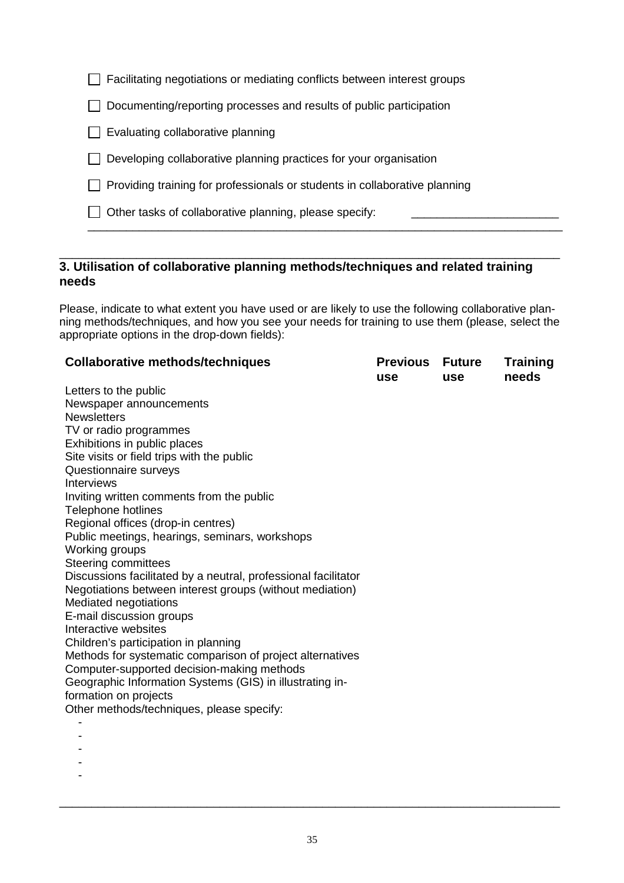- ☐ Facilitating negotiations or mediating conflicts between interest groups
- ☐ Documenting/reporting processes and results of public participation
- ☐ Evaluating collaborative planning
- ☐ Developing collaborative planning practices for your organisation
- ☐ Providing training for professionals or students in collaborative planning
- ☐ Other tasks of collaborative planning, please specify: ______________________

______________________________________________________________________________

## 3. Utilisation of collaborative planning methods/techniques and related training needs

Please, indicate to what extent you have used or are likely to use the following collaborative planning methods/techniques, and how you see your needs for training to use them (please, select the appropriate options in the drop-down fields):

| Collaborative methods/techniques | Previous use | Future use | Training needs |
|---|---|---|---|
| Letters to the public | | | |
| Newspaper announcements | | | |
| Newsletters | | | |
| TV or radio programmes | | | |
| Exhibitions in public places | | | |
| Site visits or field trips with the public | | | |
| Questionnaire surveys | | | |
| Interviews | | | |
| Inviting written comments from the public | | | |
| Telephone hotlines | | | |
| Regional offices (drop-in centres) | | | |
| Public meetings, hearings, seminars, workshops | | | |
| Working groups | | | |
| Steering committees | | | |
| Discussions facilitated by a neutral, professional facilitator | | | |
| Negotiations between interest groups (without mediation) | | | |
| Mediated negotiations | | | |
| E-mail discussion groups | | | |
| Interactive websites | | | |
| Children's participation in planning | | | |
| Methods for systematic comparison of project alternatives | | | |
| Computer-supported decision-making methods | | | |
| Geographic Information Systems (GIS) in illustrating information on projects | | | |
| Other methods/techniques, please specify: | | | |
| - | | | |
| - | | | |
| - | | | |
| - | | | |
| - | | | |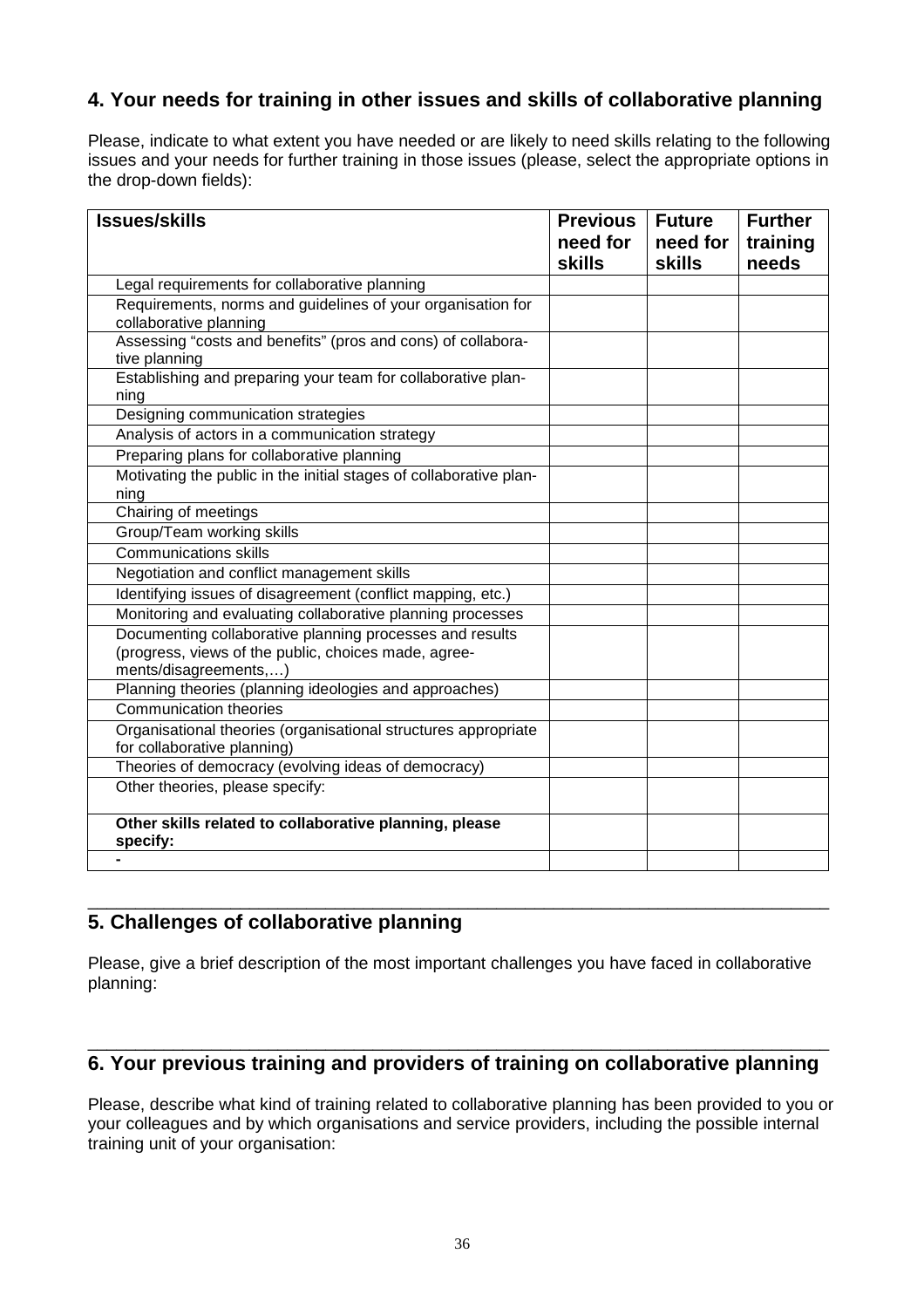## 4. Your needs for training in other issues and skills of collaborative planning

Please, indicate to what extent you have needed or are likely to need skills relating to the following issues and your needs for further training in those issues (please, select the appropriate options in the drop-down fields):

| Issues/skills | Previous need for skills | Future need for skills | Further training needs |
|---|---|---|---|
| Legal requirements for collaborative planning | | | |
| Requirements, norms and guidelines of your organisation for collaborative planning | | | |
| Assessing "costs and benefits" (pros and cons) of collaborative planning | | | |
| Establishing and preparing your team for collaborative planning | | | |
| Designing communication strategies | | | |
| Analysis of actors in a communication strategy | | | |
| Preparing plans for collaborative planning | | | |
| Motivating the public in the initial stages of collaborative planning | | | |
| Chairing of meetings | | | |
| Group/Team working skills | | | |
| Communications skills | | | |
| Negotiation and conflict management skills | | | |
| Identifying issues of disagreement (conflict mapping, etc.) | | | |
| Monitoring and evaluating collaborative planning processes | | | |
| Documenting collaborative planning processes and results (progress, views of the public, choices made, agreements/disagreements,…) | | | |
| Planning theories (planning ideologies and approaches) | | | |
| Communication theories | | | |
| Organisational theories (organisational structures appropriate for collaborative planning) | | | |
| Theories of democracy (evolving ideas of democracy) | | | |
| Other theories, please specify: | | | |
| **Other skills related to collaborative planning, please specify:** | | | |
| **-** | | | |

## 5. Challenges of collaborative planning

Please, give a brief description of the most important challenges you have faced in collaborative planning:

## 6. Your previous training and providers of training on collaborative planning

Please, describe what kind of training related to collaborative planning has been provided to you or your colleagues and by which organisations and service providers, including the possible internal training unit of your organisation: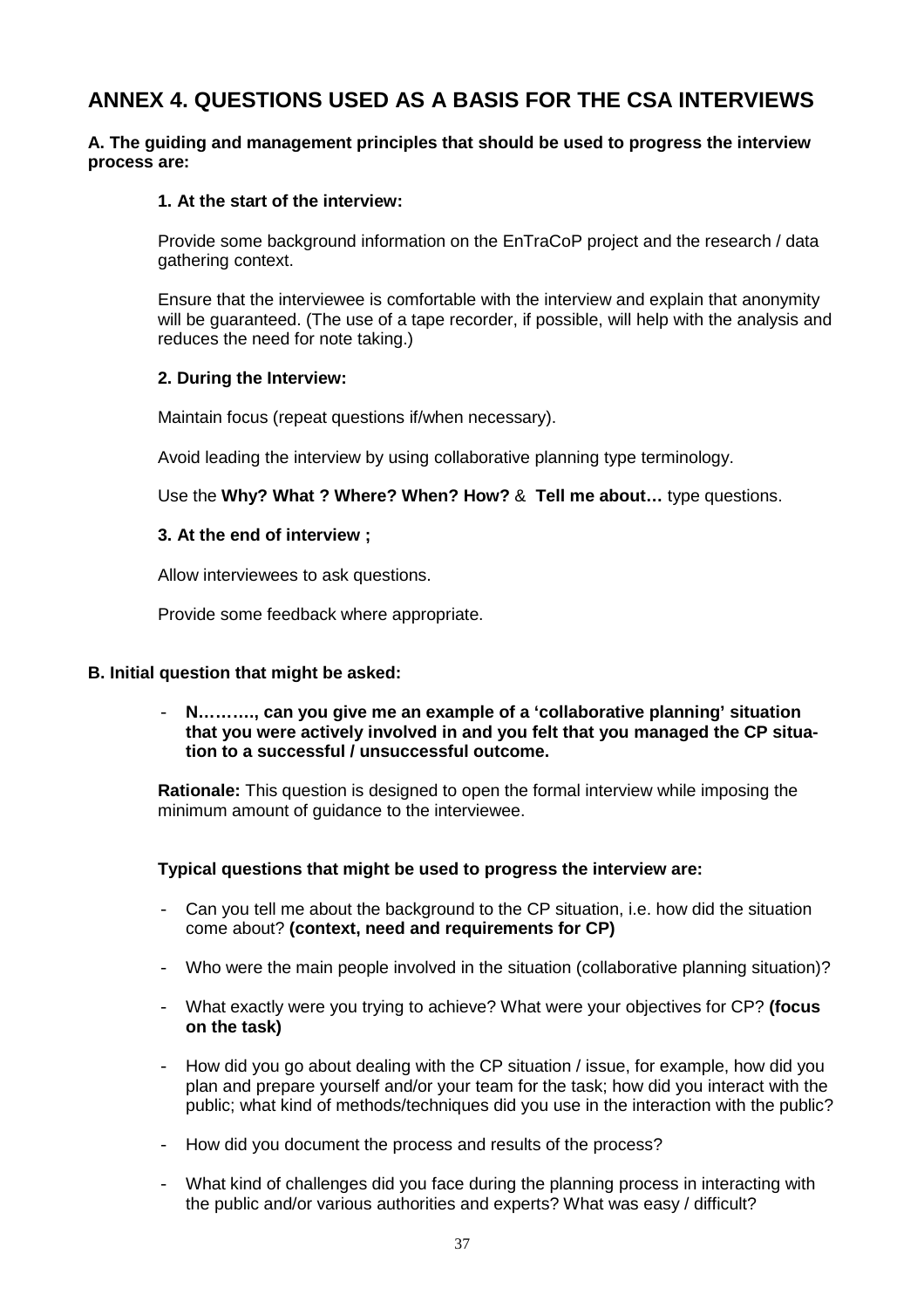## ANNEX 4. QUESTIONS USED AS A BASIS FOR THE CSA INTERVIEWS

**A. The guiding and management principles that should be used to progress the interview process are:**

**1. At the start of the interview:**

Provide some background information on the EnTraCoP project and the research / data gathering context.

Ensure that the interviewee is comfortable with the interview and explain that anonymity will be guaranteed. (The use of a tape recorder, if possible, will help with the analysis and reduces the need for note taking.)

**2. During the Interview:**

Maintain focus (repeat questions if/when necessary).

Avoid leading the interview by using collaborative planning type terminology.

Use the **Why? What ? Where? When? How?** & **Tell me about…** type questions.

**3. At the end of interview ;**

Allow interviewees to ask questions.

Provide some feedback where appropriate.

**B. Initial question that might be asked:**

- **N………., can you give me an example of a 'collaborative planning' situation that you were actively involved in and you felt that you managed the CP situation to a successful / unsuccessful outcome.**

**Rationale:** This question is designed to open the formal interview while imposing the minimum amount of guidance to the interviewee.

**Typical questions that might be used to progress the interview are:**

- Can you tell me about the background to the CP situation, i.e. how did the situation come about? **(context, need and requirements for CP)**
- Who were the main people involved in the situation (collaborative planning situation)?
- What exactly were you trying to achieve? What were your objectives for CP? **(focus on the task)**
- How did you go about dealing with the CP situation / issue, for example, how did you plan and prepare yourself and/or your team for the task; how did you interact with the public; what kind of methods/techniques did you use in the interaction with the public?
- How did you document the process and results of the process?
- What kind of challenges did you face during the planning process in interacting with the public and/or various authorities and experts? What was easy / difficult?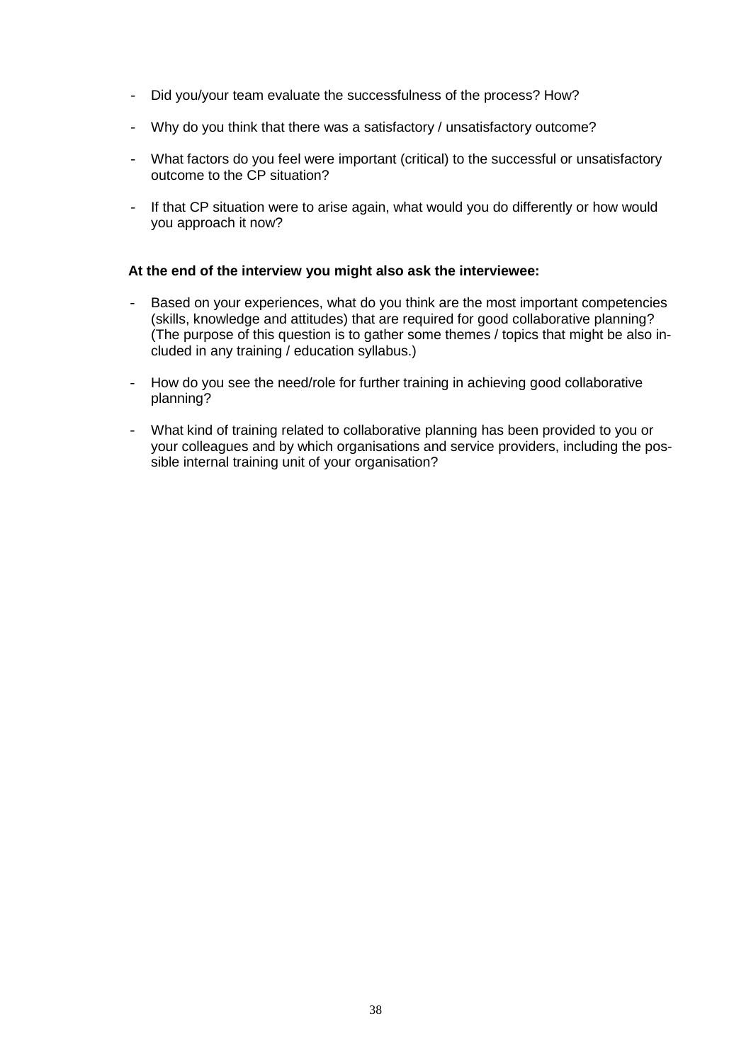- Did you/your team evaluate the successfulness of the process? How?
- Why do you think that there was a satisfactory / unsatisfactory outcome?
- What factors do you feel were important (critical) to the successful or unsatisfactory outcome to the CP situation?
- If that CP situation were to arise again, what would you do differently or how would you approach it now?

**At the end of the interview you might also ask the interviewee:**

- Based on your experiences, what do you think are the most important competencies (skills, knowledge and attitudes) that are required for good collaborative planning? (The purpose of this question is to gather some themes / topics that might be also included in any training / education syllabus.)
- How do you see the need/role for further training in achieving good collaborative planning?
- What kind of training related to collaborative planning has been provided to you or your colleagues and by which organisations and service providers, including the possible internal training unit of your organisation?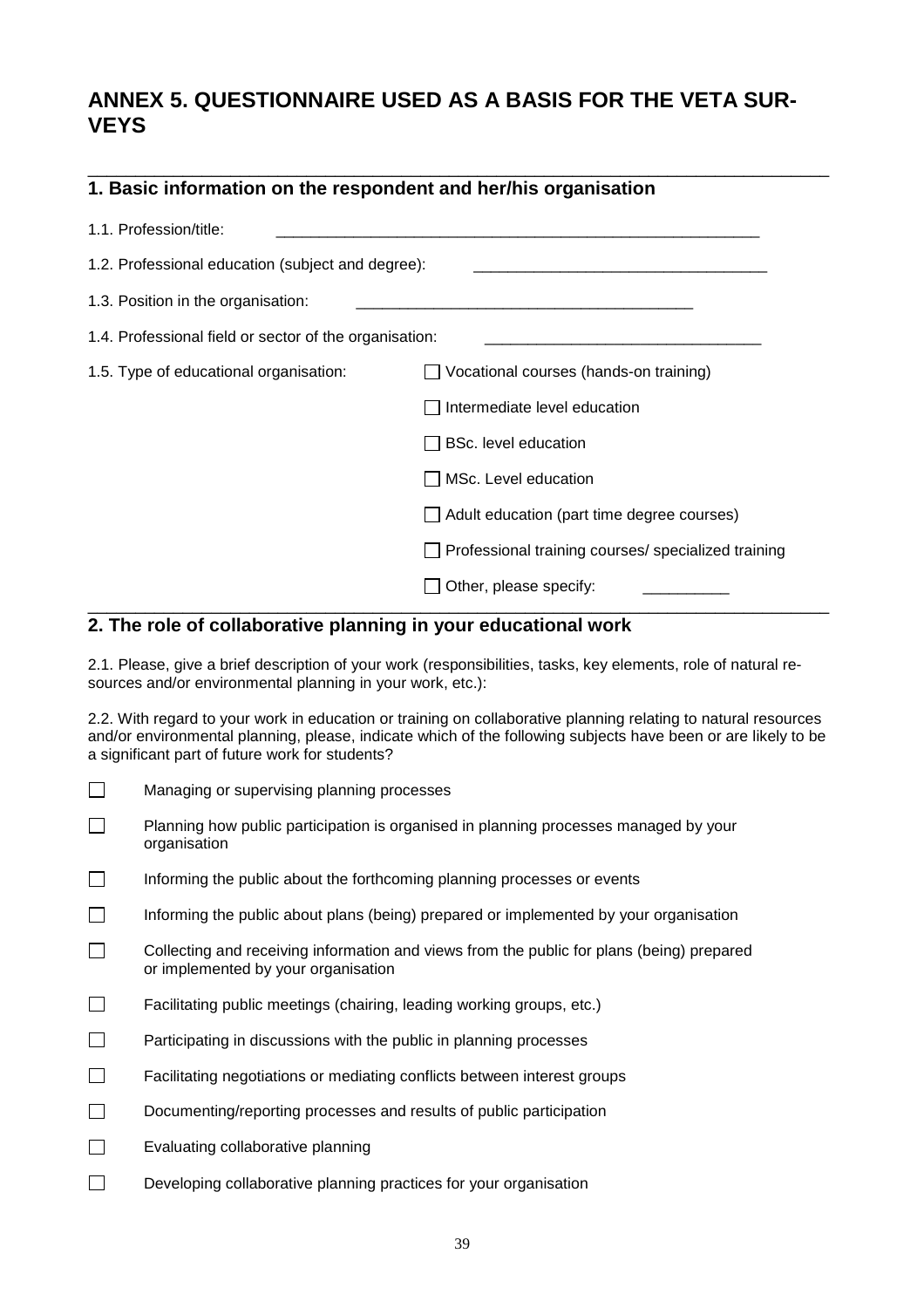# ANNEX 5. QUESTIONNAIRE USED AS A BASIS FOR THE VETA SURVEYS

## 1. Basic information on the respondent and her/his organisation

1.1. Profession/title: \_\_\_\_\_\_\_\_\_\_\_\_\_\_\_\_\_\_\_\_\_\_\_\_\_\_\_\_\_\_\_\_\_\_\_\_\_\_\_\_

1.2. Professional education (subject and degree): \_\_\_\_\_\_\_\_\_\_\_\_\_\_\_\_\_\_\_\_\_\_\_\_\_\_\_\_\_\_

1.3. Position in the organisation: \_\_\_\_\_\_\_\_\_\_\_\_\_\_\_\_\_\_\_\_\_\_\_\_\_\_\_\_\_\_\_\_\_\_

1.4. Professional field or sector of the organisation: \_\_\_\_\_\_\_\_\_\_\_\_\_\_\_\_\_\_\_\_\_\_\_\_\_\_\_\_

1.5. Type of educational organisation:

- ☐ Vocational courses (hands-on training)
- ☐ Intermediate level education
- ☐ BSc. level education
- ☐ MSc. Level education
- ☐ Adult education (part time degree courses)
- ☐ Professional training courses/ specialized training
- ☐ Other, please specify: \_\_\_\_\_\_\_\_\_\_

## 2. The role of collaborative planning in your educational work

2.1. Please, give a brief description of your work (responsibilities, tasks, key elements, role of natural resources and/or environmental planning in your work, etc.):

2.2. With regard to your work in education or training on collaborative planning relating to natural resources and/or environmental planning, please, indicate which of the following subjects have been or are likely to be a significant part of future work for students?

- ☐ Managing or supervising planning processes
- ☐ Planning how public participation is organised in planning processes managed by your organisation
- ☐ Informing the public about the forthcoming planning processes or events
- ☐ Informing the public about plans (being) prepared or implemented by your organisation
- ☐ Collecting and receiving information and views from the public for plans (being) prepared or implemented by your organisation
- ☐ Facilitating public meetings (chairing, leading working groups, etc.)
- ☐ Participating in discussions with the public in planning processes
- ☐ Facilitating negotiations or mediating conflicts between interest groups
- ☐ Documenting/reporting processes and results of public participation
- ☐ Evaluating collaborative planning
- ☐ Developing collaborative planning practices for your organisation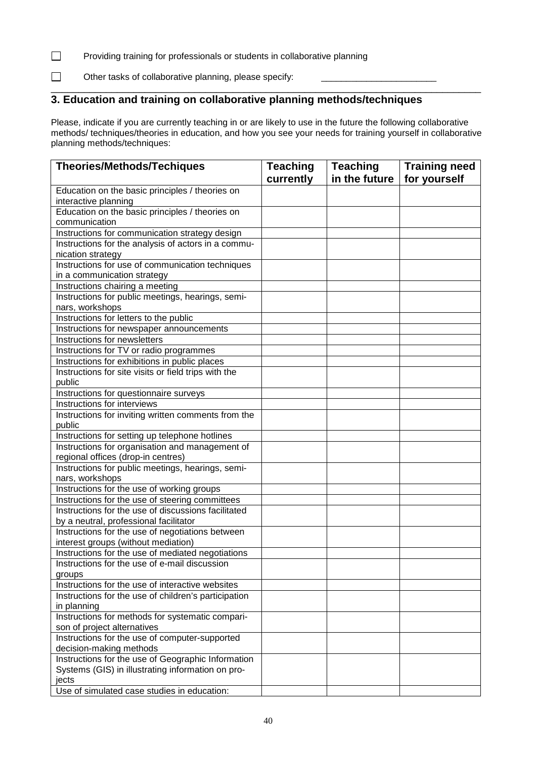☐ Providing training for professionals or students in collaborative planning

☐ Other tasks of collaborative planning, please specify: ________________________

## 3. Education and training on collaborative planning methods/techniques

Please, indicate if you are currently teaching in or are likely to use in the future the following collaborative methods/ techniques/theories in education, and how you see your needs for training yourself in collaborative planning methods/techniques:

| Theories/Methods/Techiques | Teaching currently | Teaching in the future | Training need for yourself |
|---|---|---|---|
| Education on the basic principles / theories on interactive planning | | | |
| Education on the basic principles / theories on communication | | | |
| Instructions for communication strategy design | | | |
| Instructions for the analysis of actors in a communication strategy | | | |
| Instructions for use of communication techniques in a communication strategy | | | |
| Instructions chairing a meeting | | | |
| Instructions for public meetings, hearings, seminars, workshops | | | |
| Instructions for letters to the public | | | |
| Instructions for newspaper announcements | | | |
| Instructions for newsletters | | | |
| Instructions for TV or radio programmes | | | |
| Instructions for exhibitions in public places | | | |
| Instructions for site visits or field trips with the public | | | |
| Instructions for questionnaire surveys | | | |
| Instructions for interviews | | | |
| Instructions for inviting written comments from the public | | | |
| Instructions for setting up telephone hotlines | | | |
| Instructions for organisation and management of regional offices (drop-in centres) | | | |
| Instructions for public meetings, hearings, seminars, workshops | | | |
| Instructions for the use of working groups | | | |
| Instructions for the use of steering committees | | | |
| Instructions for the use of discussions facilitated by a neutral, professional facilitator | | | |
| Instructions for the use of negotiations between interest groups (without mediation) | | | |
| Instructions for the use of mediated negotiations | | | |
| Instructions for the use of e-mail discussion groups | | | |
| Instructions for the use of interactive websites | | | |
| Instructions for the use of children's participation in planning | | | |
| Instructions for methods for systematic comparison of project alternatives | | | |
| Instructions for the use of computer-supported decision-making methods | | | |
| Instructions for the use of Geographic Information Systems (GIS) in illustrating information on projects | | | |
| Use of simulated case studies in education: | | | |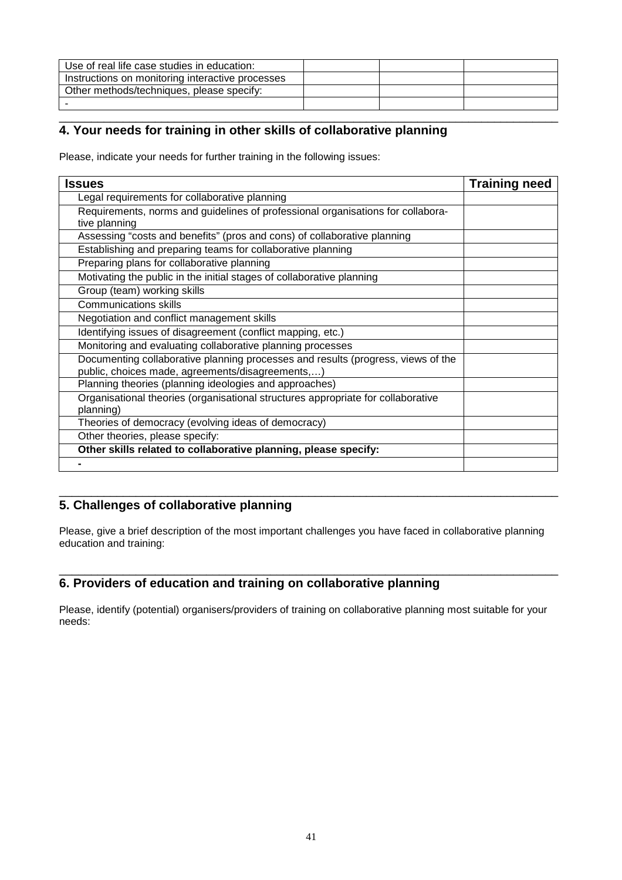| | | | |
|---|---|---|---|
| Use of real life case studies in education: | | | |
| Instructions on monitoring interactive processes | | | |
| Other methods/techniques, please specify: | | | |
| - | | | |

## 4. Your needs for training in other skills of collaborative planning

Please, indicate your needs for further training in the following issues:

| Issues | Training need |
|---|---|
| Legal requirements for collaborative planning | |
| Requirements, norms and guidelines of professional organisations for collaborative planning | |
| Assessing "costs and benefits" (pros and cons) of collaborative planning | |
| Establishing and preparing teams for collaborative planning | |
| Preparing plans for collaborative planning | |
| Motivating the public in the initial stages of collaborative planning | |
| Group (team) working skills | |
| Communications skills | |
| Negotiation and conflict management skills | |
| Identifying issues of disagreement (conflict mapping, etc.) | |
| Monitoring and evaluating collaborative planning processes | |
| Documenting collaborative planning processes and results (progress, views of the public, choices made, agreements/disagreements,…) | |
| Planning theories (planning ideologies and approaches) | |
| Organisational theories (organisational structures appropriate for collaborative planning) | |
| Theories of democracy (evolving ideas of democracy) | |
| Other theories, please specify: | |
| **Other skills related to collaborative planning, please specify:** | |
| **-** | |

## 5. Challenges of collaborative planning

Please, give a brief description of the most important challenges you have faced in collaborative planning education and training:

## 6. Providers of education and training on collaborative planning

Please, identify (potential) organisers/providers of training on collaborative planning most suitable for your needs: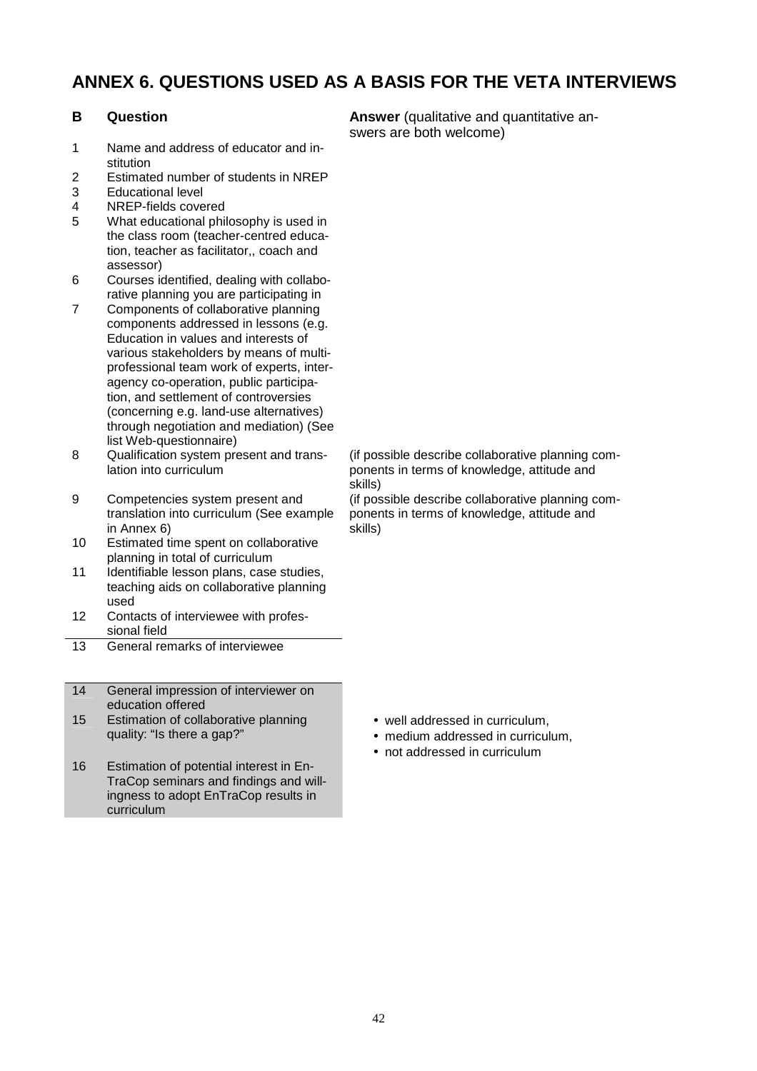# ANNEX 6. QUESTIONS USED AS A BASIS FOR THE VETA INTERVIEWS

| B | Question | Answer (qualitative and quantitative answers are both welcome) |
|---|---|---|
| 1 | Name and address of educator and institution | |
| 2 | Estimated number of students in NREP | |
| 3 | Educational level | |
| 4 | NREP-fields covered | |
| 5 | What educational philosophy is used in the class room (teacher-centred education, teacher as facilitator,, coach and assessor) | |
| 6 | Courses identified, dealing with collaborative planning you are participating in | |
| 7 | Components of collaborative planning components addressed in lessons (e.g. Education in values and interests of various stakeholders by means of multi-professional team work of experts, inter-agency co-operation, public participation, and settlement of controversies (concerning e.g. land-use alternatives) through negotiation and mediation) (See list Web-questionnaire) | |
| 8 | Qualification system present and translation into curriculum | (if possible describe collaborative planning components in terms of knowledge, attitude and skills) |
| 9 | Competencies system present and translation into curriculum (See example in Annex 6) | (if possible describe collaborative planning components in terms of knowledge, attitude and skills) |
| 10 | Estimated time spent on collaborative planning in total of curriculum | |
| 11 | Identifiable lesson plans, case studies, teaching aids on collaborative planning used | |
| 12 | Contacts of interviewee with professional field | |
| 13 | General remarks of interviewee | |
| 14 | General impression of interviewer on education offered | |
| 15 | Estimation of collaborative planning quality: "Is there a gap?" | • well addressed in curriculum,<br>• medium addressed in curriculum,<br>• not addressed in curriculum |
| 16 | Estimation of potential interest in EnTraCop seminars and findings and willingness to adopt EnTraCop results in curriculum | |